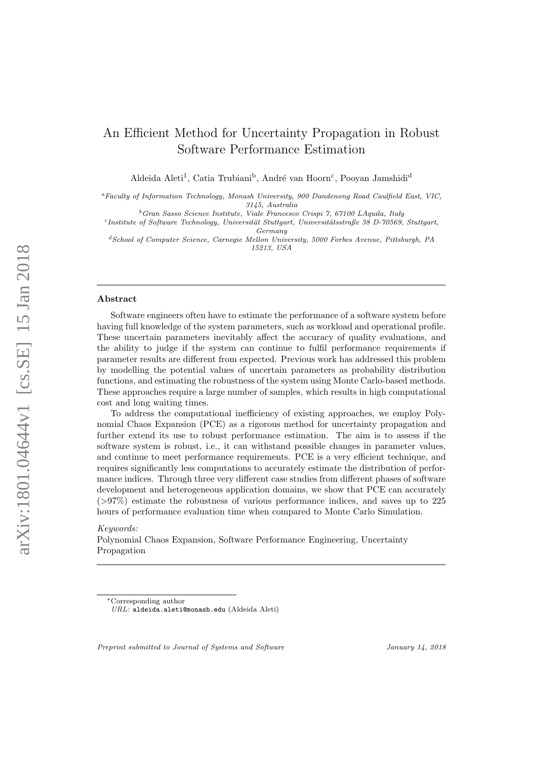# An Efficient Method for Uncertainty Propagation in Robust Software Performance Estimation

Aldeida Aleti[1], Catia Trubiani[b], André van Hoorn[c], Pooyan Jamshidi[d]

[a] *Faculty of Information Technology, Monash University, 900 Dandenong Road Caulfield East, VIC, 3145, Australia*

[b] *Gran Sasso Science Institute, Viale Francesco Crispi 7, 67100 LAquila, Italy*

[c] *Institute of Software Technology, Universität Stuttgart, Universitätsstraße 38 D-70569, Stuttgart, Germany*

[d] *School of Computer Science, Carnegie Mellon University, 5000 Forbes Avenue, Pittsburgh, PA 15213, USA*

## Abstract

Software engineers often have to estimate the performance of a software system before having full knowledge of the system parameters, such as workload and operational profile. These uncertain parameters inevitably affect the accuracy of quality evaluations, and the ability to judge if the system can continue to fulfil performance requirements if parameter results are different from expected. Previous work has addressed this problem by modelling the potential values of uncertain parameters as probability distribution functions, and estimating the robustness of the system using Monte Carlo-based methods. These approaches require a large number of samples, which results in high computational cost and long waiting times.

To address the computational inefficiency of existing approaches, we employ Polynomial Chaos Expansion (PCE) as a rigorous method for uncertainty propagation and further extend its use to robust performance estimation. The aim is to assess if the software system is robust, i.e., it can withstand possible changes in parameter values, and continue to meet performance requirements. PCE is a very efficient technique, and requires significantly less computations to accurately estimate the distribution of performance indices. Through three very different case studies from different phases of software development and heterogeneous application domains, we show that PCE can accurately (>97%) estimate the robustness of various performance indices, and saves up to 225 hours of performance evaluation time when compared to Monte Carlo Simulation.

*Keywords:*
Polynomial Chaos Expansion, Software Performance Engineering, Uncertainty Propagation

*Corresponding author
*URL:* aldeida.aleti@monash.edu (Aldeida Aleti)

*Preprint submitted to Journal of Systems and Software* January 14, 2018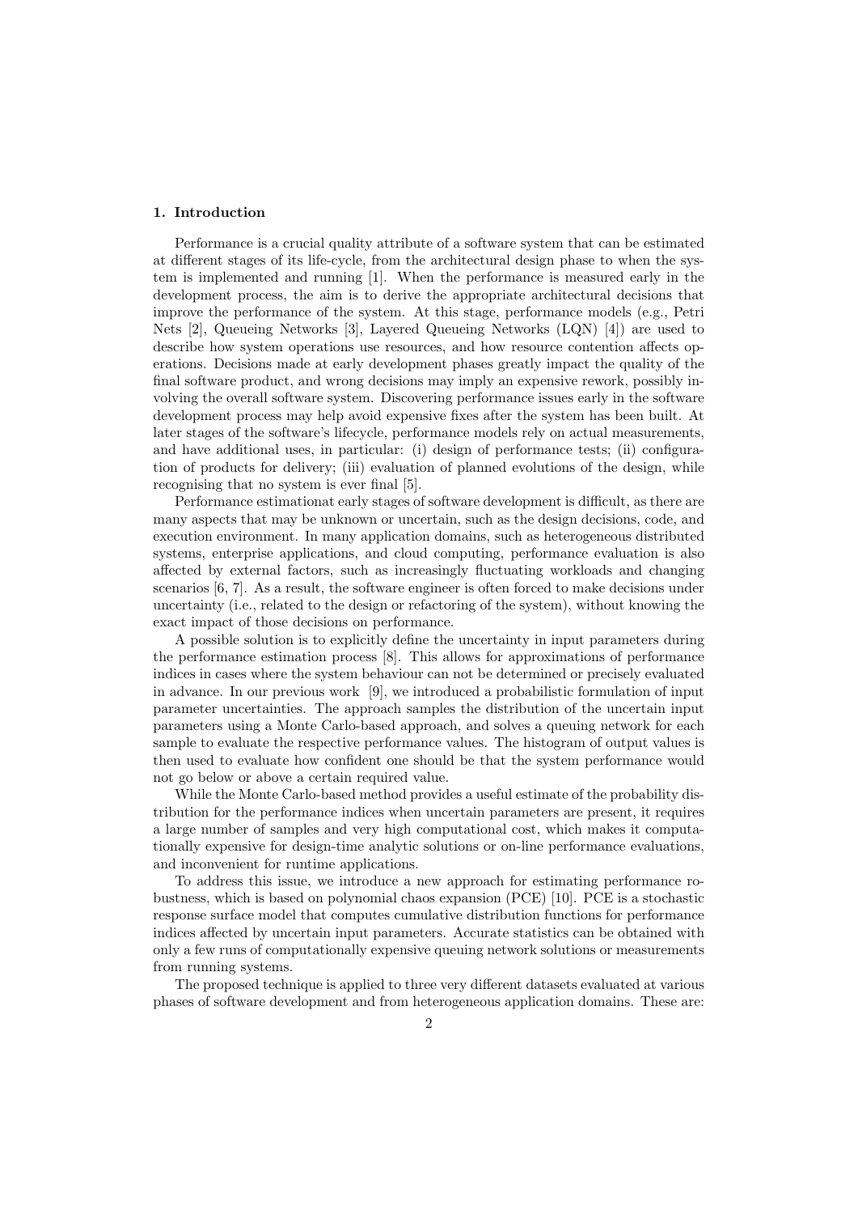## 1. Introduction

Performance is a crucial quality attribute of a software system that can be estimated at different stages of its life-cycle, from the architectural design phase to when the system is implemented and running [1]. When the performance is measured early in the development process, the aim is to derive the appropriate architectural decisions that improve the performance of the system. At this stage, performance models (e.g., Petri Nets [2], Queueing Networks [3], Layered Queueing Networks (LQN) [4]) are used to describe how system operations use resources, and how resource contention affects operations. Decisions made at early development phases greatly impact the quality of the final software product, and wrong decisions may imply an expensive rework, possibly involving the overall software system. Discovering performance issues early in the software development process may help avoid expensive fixes after the system has been built. At later stages of the software's lifecycle, performance models rely on actual measurements, and have additional uses, in particular: (i) design of performance tests; (ii) configuration of products for delivery; (iii) evaluation of planned evolutions of the design, while recognising that no system is ever final [5].

Performance estimationat early stages of software development is difficult, as there are many aspects that may be unknown or uncertain, such as the design decisions, code, and execution environment. In many application domains, such as heterogeneous distributed systems, enterprise applications, and cloud computing, performance evaluation is also affected by external factors, such as increasingly fluctuating workloads and changing scenarios [6, 7]. As a result, the software engineer is often forced to make decisions under uncertainty (i.e., related to the design or refactoring of the system), without knowing the exact impact of those decisions on performance.

A possible solution is to explicitly define the uncertainty in input parameters during the performance estimation process [8]. This allows for approximations of performance indices in cases where the system behaviour can not be determined or precisely evaluated in advance. In our previous work [9], we introduced a probabilistic formulation of input parameter uncertainties. The approach samples the distribution of the uncertain input parameters using a Monte Carlo-based approach, and solves a queuing network for each sample to evaluate the respective performance values. The histogram of output values is then used to evaluate how confident one should be that the system performance would not go below or above a certain required value.

While the Monte Carlo-based method provides a useful estimate of the probability distribution for the performance indices when uncertain parameters are present, it requires a large number of samples and very high computational cost, which makes it computationally expensive for design-time analytic solutions or on-line performance evaluations, and inconvenient for runtime applications.

To address this issue, we introduce a new approach for estimating performance robustness, which is based on polynomial chaos expansion (PCE) [10]. PCE is a stochastic response surface model that computes cumulative distribution functions for performance indices affected by uncertain input parameters. Accurate statistics can be obtained with only a few runs of computationally expensive queuing network solutions or measurements from running systems.

The proposed technique is applied to three very different datasets evaluated at various phases of software development and from heterogeneous application domains. These are: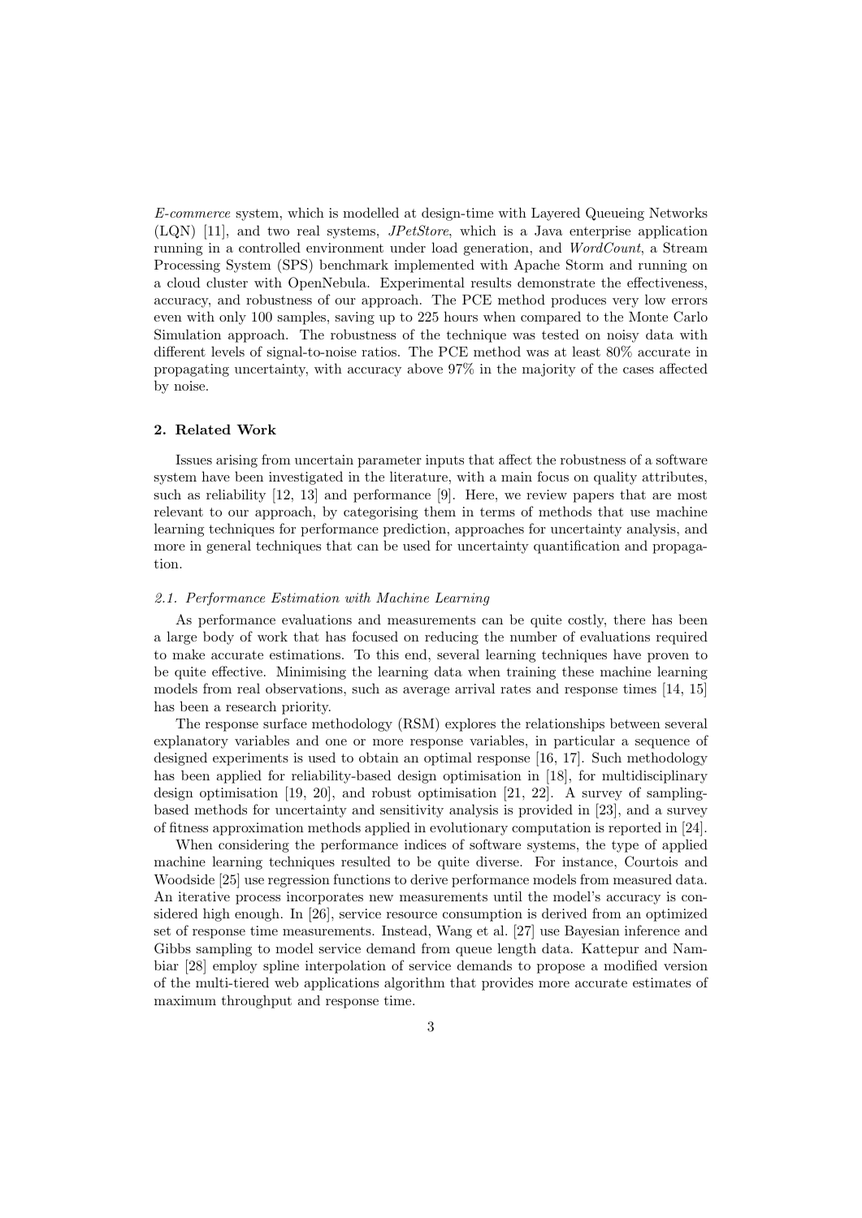*E-commerce* system, which is modelled at design-time with Layered Queueing Networks (LQN) [11], and two real systems, *JPetStore*, which is a Java enterprise application running in a controlled environment under load generation, and *WordCount*, a Stream Processing System (SPS) benchmark implemented with Apache Storm and running on a cloud cluster with OpenNebula. Experimental results demonstrate the effectiveness, accuracy, and robustness of our approach. The PCE method produces very low errors even with only 100 samples, saving up to 225 hours when compared to the Monte Carlo Simulation approach. The robustness of the technique was tested on noisy data with different levels of signal-to-noise ratios. The PCE method was at least 80% accurate in propagating uncertainty, with accuracy above 97% in the majority of the cases affected by noise.

## 2. Related Work

Issues arising from uncertain parameter inputs that affect the robustness of a software system have been investigated in the literature, with a main focus on quality attributes, such as reliability [12, 13] and performance [9]. Here, we review papers that are most relevant to our approach, by categorising them in terms of methods that use machine learning techniques for performance prediction, approaches for uncertainty analysis, and more in general techniques that can be used for uncertainty quantification and propagation.

### 2.1. Performance Estimation with Machine Learning

As performance evaluations and measurements can be quite costly, there has been a large body of work that has focused on reducing the number of evaluations required to make accurate estimations. To this end, several learning techniques have proven to be quite effective. Minimising the learning data when training these machine learning models from real observations, such as average arrival rates and response times [14, 15] has been a research priority.

The response surface methodology (RSM) explores the relationships between several explanatory variables and one or more response variables, in particular a sequence of designed experiments is used to obtain an optimal response [16, 17]. Such methodology has been applied for reliability-based design optimisation in [18], for multidisciplinary design optimisation [19, 20], and robust optimisation [21, 22]. A survey of sampling-based methods for uncertainty and sensitivity analysis is provided in [23], and a survey of fitness approximation methods applied in evolutionary computation is reported in [24].

When considering the performance indices of software systems, the type of applied machine learning techniques resulted to be quite diverse. For instance, Courtois and Woodside [25] use regression functions to derive performance models from measured data. An iterative process incorporates new measurements until the model's accuracy is considered high enough. In [26], service resource consumption is derived from an optimized set of response time measurements. Instead, Wang et al. [27] use Bayesian inference and Gibbs sampling to model service demand from queue length data. Kattepur and Nambiar [28] employ spline interpolation of service demands to propose a modified version of the multi-tiered web applications algorithm that provides more accurate estimates of maximum throughput and response time.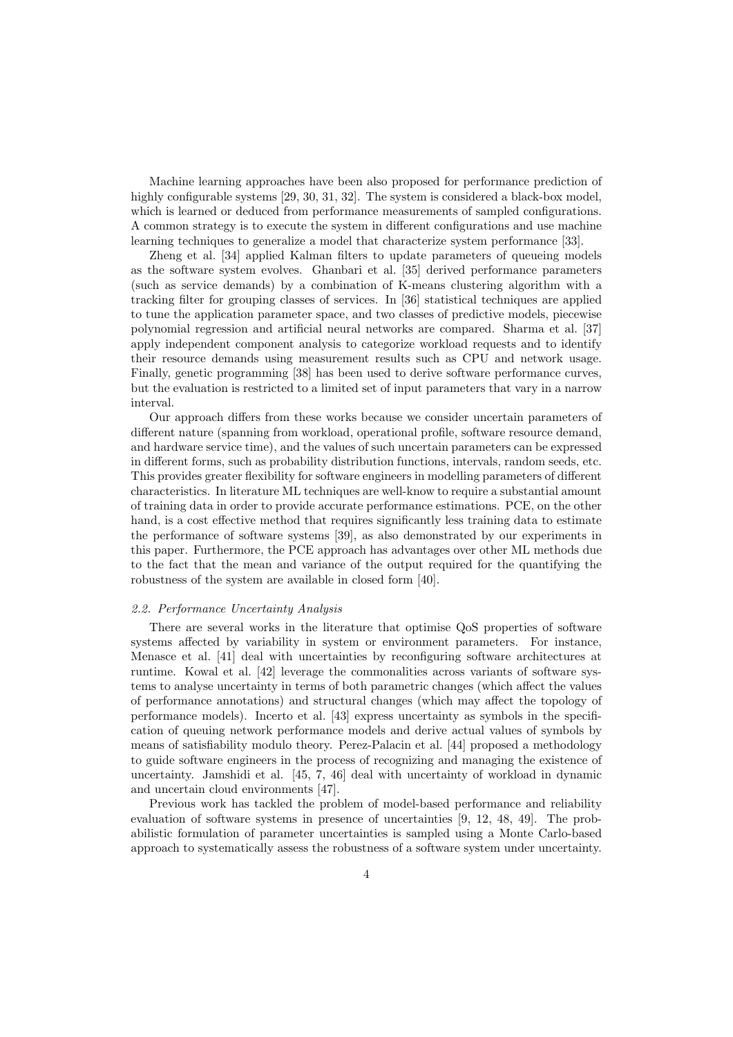Machine learning approaches have been also proposed for performance prediction of highly configurable systems [29, 30, 31, 32]. The system is considered a black-box model, which is learned or deduced from performance measurements of sampled configurations. A common strategy is to execute the system in different configurations and use machine learning techniques to generalize a model that characterize system performance [33].

Zheng et al. [34] applied Kalman filters to update parameters of queueing models as the software system evolves. Ghanbari et al. [35] derived performance parameters (such as service demands) by a combination of K-means clustering algorithm with a tracking filter for grouping classes of services. In [36] statistical techniques are applied to tune the application parameter space, and two classes of predictive models, piecewise polynomial regression and artificial neural networks are compared. Sharma et al. [37] apply independent component analysis to categorize workload requests and to identify their resource demands using measurement results such as CPU and network usage. Finally, genetic programming [38] has been used to derive software performance curves, but the evaluation is restricted to a limited set of input parameters that vary in a narrow interval.

Our approach differs from these works because we consider uncertain parameters of different nature (spanning from workload, operational profile, software resource demand, and hardware service time), and the values of such uncertain parameters can be expressed in different forms, such as probability distribution functions, intervals, random seeds, etc. This provides greater flexibility for software engineers in modelling parameters of different characteristics. In literature ML techniques are well-know to require a substantial amount of training data in order to provide accurate performance estimations. PCE, on the other hand, is a cost effective method that requires significantly less training data to estimate the performance of software systems [39], as also demonstrated by our experiments in this paper. Furthermore, the PCE approach has advantages over other ML methods due to the fact that the mean and variance of the output required for the quantifying the robustness of the system are available in closed form [40].

### *2.2. Performance Uncertainty Analysis*

There are several works in the literature that optimise QoS properties of software systems affected by variability in system or environment parameters. For instance, Menasce et al. [41] deal with uncertainties by reconfiguring software architectures at runtime. Kowal et al. [42] leverage the commonalities across variants of software systems to analyse uncertainty in terms of both parametric changes (which affect the values of performance annotations) and structural changes (which may affect the topology of performance models). Incerto et al. [43] express uncertainty as symbols in the specification of queuing network performance models and derive actual values of symbols by means of satisfiability modulo theory. Perez-Palacin et al. [44] proposed a methodology to guide software engineers in the process of recognizing and managing the existence of uncertainty. Jamshidi et al. [45, 7, 46] deal with uncertainty of workload in dynamic and uncertain cloud environments [47].

Previous work has tackled the problem of model-based performance and reliability evaluation of software systems in presence of uncertainties [9, 12, 48, 49]. The probabilistic formulation of parameter uncertainties is sampled using a Monte Carlo-based approach to systematically assess the robustness of a software system under uncertainty.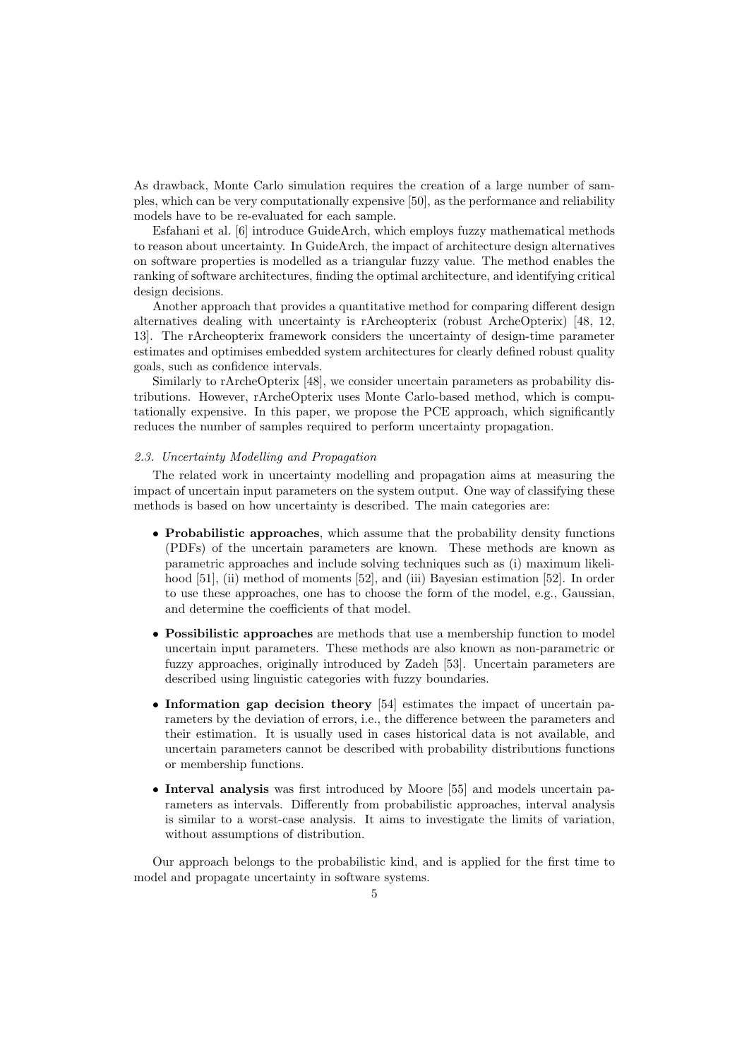As drawback, Monte Carlo simulation requires the creation of a large number of samples, which can be very computationally expensive [50], as the performance and reliability models have to be re-evaluated for each sample.

Esfahani et al. [6] introduce GuideArch, which employs fuzzy mathematical methods to reason about uncertainty. In GuideArch, the impact of architecture design alternatives on software properties is modelled as a triangular fuzzy value. The method enables the ranking of software architectures, finding the optimal architecture, and identifying critical design decisions.

Another approach that provides a quantitative method for comparing different design alternatives dealing with uncertainty is rArcheopterix (robust ArcheOpterix) [48, 12, 13]. The rArcheopterix framework considers the uncertainty of design-time parameter estimates and optimises embedded system architectures for clearly defined robust quality goals, such as confidence intervals.

Similarly to rArcheOpterix [48], we consider uncertain parameters as probability distributions. However, rArcheOpterix uses Monte Carlo-based method, which is computationally expensive. In this paper, we propose the PCE approach, which significantly reduces the number of samples required to perform uncertainty propagation.

### *2.3. Uncertainty Modelling and Propagation*

The related work in uncertainty modelling and propagation aims at measuring the impact of uncertain input parameters on the system output. One way of classifying these methods is based on how uncertainty is described. The main categories are:

- **Probabilistic approaches**, which assume that the probability density functions (PDFs) of the uncertain parameters are known. These methods are known as parametric approaches and include solving techniques such as (i) maximum likelihood [51], (ii) method of moments [52], and (iii) Bayesian estimation [52]. In order to use these approaches, one has to choose the form of the model, e.g., Gaussian, and determine the coefficients of that model.
- **Possibilistic approaches** are methods that use a membership function to model uncertain input parameters. These methods are also known as non-parametric or fuzzy approaches, originally introduced by Zadeh [53]. Uncertain parameters are described using linguistic categories with fuzzy boundaries.
- **Information gap decision theory** [54] estimates the impact of uncertain parameters by the deviation of errors, i.e., the difference between the parameters and their estimation. It is usually used in cases historical data is not available, and uncertain parameters cannot be described with probability distributions functions or membership functions.
- **Interval analysis** was first introduced by Moore [55] and models uncertain parameters as intervals. Differently from probabilistic approaches, interval analysis is similar to a worst-case analysis. It aims to investigate the limits of variation, without assumptions of distribution.

Our approach belongs to the probabilistic kind, and is applied for the first time to model and propagate uncertainty in software systems.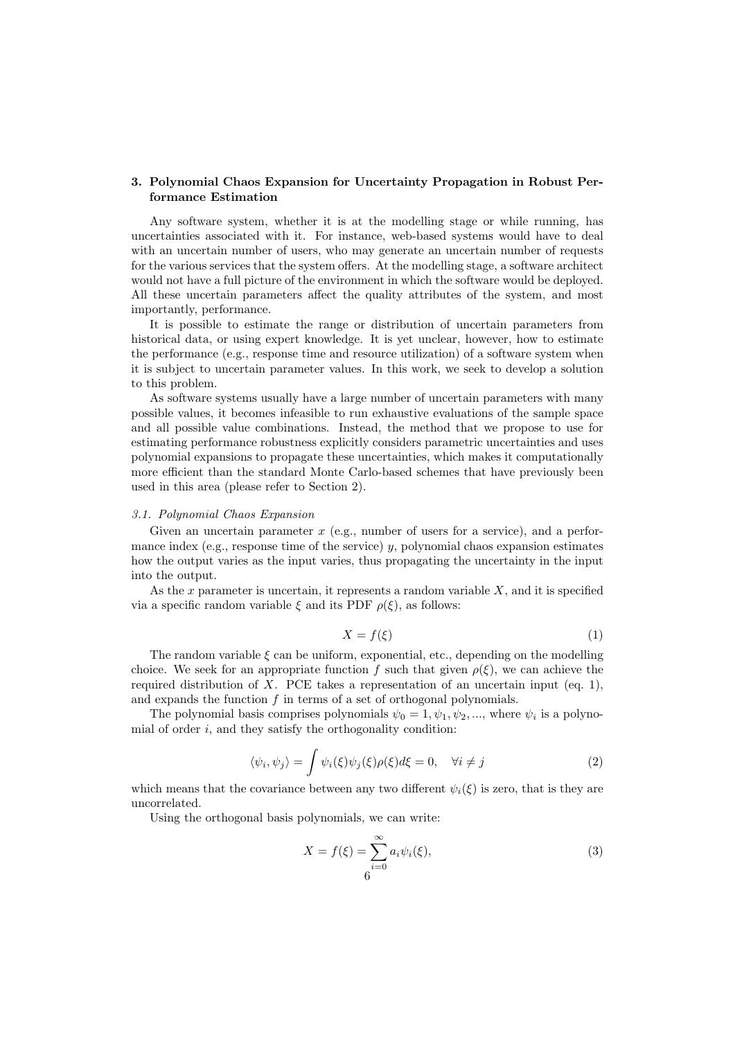## 3. Polynomial Chaos Expansion for Uncertainty Propagation in Robust Performance Estimation

Any software system, whether it is at the modelling stage or while running, has uncertainties associated with it. For instance, web-based systems would have to deal with an uncertain number of users, who may generate an uncertain number of requests for the various services that the system offers. At the modelling stage, a software architect would not have a full picture of the environment in which the software would be deployed. All these uncertain parameters affect the quality attributes of the system, and most importantly, performance.

It is possible to estimate the range or distribution of uncertain parameters from historical data, or using expert knowledge. It is yet unclear, however, how to estimate the performance (e.g., response time and resource utilization) of a software system when it is subject to uncertain parameter values. In this work, we seek to develop a solution to this problem.

As software systems usually have a large number of uncertain parameters with many possible values, it becomes infeasible to run exhaustive evaluations of the sample space and all possible value combinations. Instead, the method that we propose to use for estimating performance robustness explicitly considers parametric uncertainties and uses polynomial expansions to propagate these uncertainties, which makes it computationally more efficient than the standard Monte Carlo-based schemes that have previously been used in this area (please refer to Section 2).

### *3.1. Polynomial Chaos Expansion*

Given an uncertain parameter $x$ (e.g., number of users for a service), and a performance index (e.g., response time of the service) $y$, polynomial chaos expansion estimates how the output varies as the input varies, thus propagating the uncertainty in the input into the output.

As the $x$ parameter is uncertain, it represents a random variable $X$, and it is specified via a specific random variable $\xi$ and its PDF $\rho(\xi)$, as follows:

$$X = f(\xi) \tag{1}$$

The random variable $\xi$ can be uniform, exponential, etc., depending on the modelling choice. We seek for an appropriate function $f$ such that given $\rho(\xi)$, we can achieve the required distribution of $X$. PCE takes a representation of an uncertain input (eq. 1), and expands the function $f$ in terms of a set of orthogonal polynomials.

The polynomial basis comprises polynomials $\psi_0 = 1, \psi_1, \psi_2, ...$, where $\psi_i$ is a polynomial of order $i$, and they satisfy the orthogonality condition:

$$\langle \psi_i, \psi_j \rangle = \int \psi_i(\xi)\psi_j(\xi)\rho(\xi)d\xi = 0, \quad \forall i \neq j \tag{2}$$

which means that the covariance between any two different $\psi_i(\xi)$ is zero, that is they are uncorrelated.

Using the orthogonal basis polynomials, we can write:

$$X = f(\xi) = \sum_{i=0}^{\infty} a_i \psi_i(\xi), \tag{3}$$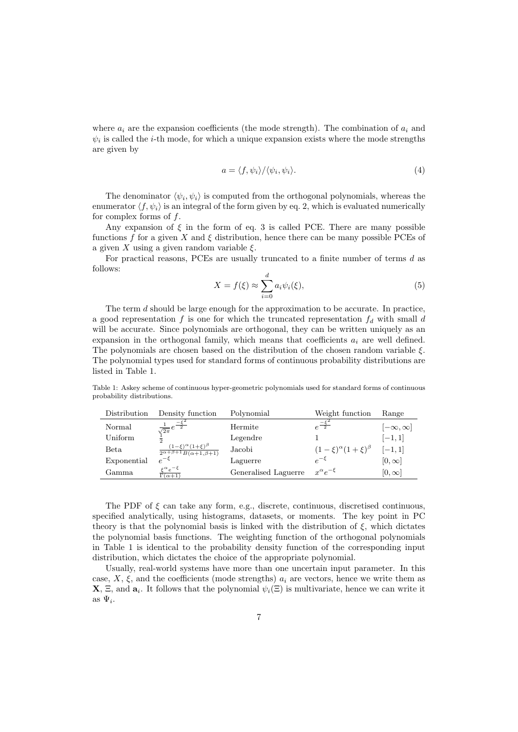where $a_i$ are the expansion coefficients (the mode strength). The combination of $a_i$ and $\psi_i$ is called the $i$-th mode, for which a unique expansion exists where the mode strengths are given by

$$a = \langle f, \psi_i \rangle / \langle \psi_i, \psi_i \rangle. \tag{4}$$

The denominator $\langle \psi_i, \psi_i \rangle$ is computed from the orthogonal polynomials, whereas the enumerator $\langle f, \psi_i \rangle$ is an integral of the form given by eq. 2, which is evaluated numerically for complex forms of $f$.

Any expansion of $\xi$ in the form of eq. 3 is called PCE. There are many possible functions $f$ for a given $X$ and $\xi$ distribution, hence there can be many possible PCEs of a given $X$ using a given random variable $\xi$.

For practical reasons, PCEs are usually truncated to a finite number of terms $d$ as follows:

$$X = f(\xi) \approx \sum_{i=0}^{d} a_i \psi_i(\xi), \tag{5}$$

The term $d$ should be large enough for the approximation to be accurate. In practice, a good representation $f$ is one for which the truncated representation $f_d$ with small $d$ will be accurate. Since polynomials are orthogonal, they can be written uniquely as an expansion in the orthogonal family, which means that coefficients $a_i$ are well defined. The polynomials are chosen based on the distribution of the chosen random variable $\xi$. The polynomial types used for standard forms of continuous probability distributions are listed in Table 1.

Table 1: Askey scheme of continuous hyper-geometric polynomials used for standard forms of continuous probability distributions.

| Distribution | Density function | Polynomial | Weight function | Range |
|---|---|---|---|---|
| Normal | $\frac{1}{\sqrt{2\pi}} e^{\frac{-\xi^2}{2}}$ | Hermite | $e^{\frac{-\xi^2}{2}}$ | $[-\infty, \infty]$ |
| Uniform | $\frac{1}{2}$ | Legendre | 1 | $[-1, 1]$ |
| Beta | $\frac{(1-\xi)^\alpha (1+\xi)^\beta}{2^{\alpha+\beta+1} B(\alpha+1, \beta+1)}$ | Jacobi | $(1-\xi)^\alpha (1+\xi)^\beta$ | $[-1, 1]$ |
| Exponential | $e^{-\xi}$ | Laguerre | $e^{-\xi}$ | $[0, \infty]$ |
| Gamma | $\frac{\xi^\alpha e^{-\xi}}{\Gamma(\alpha+1)}$ | Generalised Laguerre | $x^\alpha e^{-\xi}$ | $[0, \infty]$ |

The PDF of $\xi$ can take any form, e.g., discrete, continuous, discretised continuous, specified analytically, using histograms, datasets, or moments. The key point in PC theory is that the polynomial basis is linked with the distribution of $\xi$, which dictates the polynomial basis functions. The weighting function of the orthogonal polynomials in Table 1 is identical to the probability density function of the corresponding input distribution, which dictates the choice of the appropriate polynomial.

Usually, real-world systems have more than one uncertain input parameter. In this case, $X$, $\xi$, and the coefficients (mode strengths) $a_i$ are vectors, hence we write them as $\mathbf{X}$, $\Xi$, and $\mathbf{a}_i$. It follows that the polynomial $\psi_i(\Xi)$ is multivariate, hence we can write it as $\Psi_i$.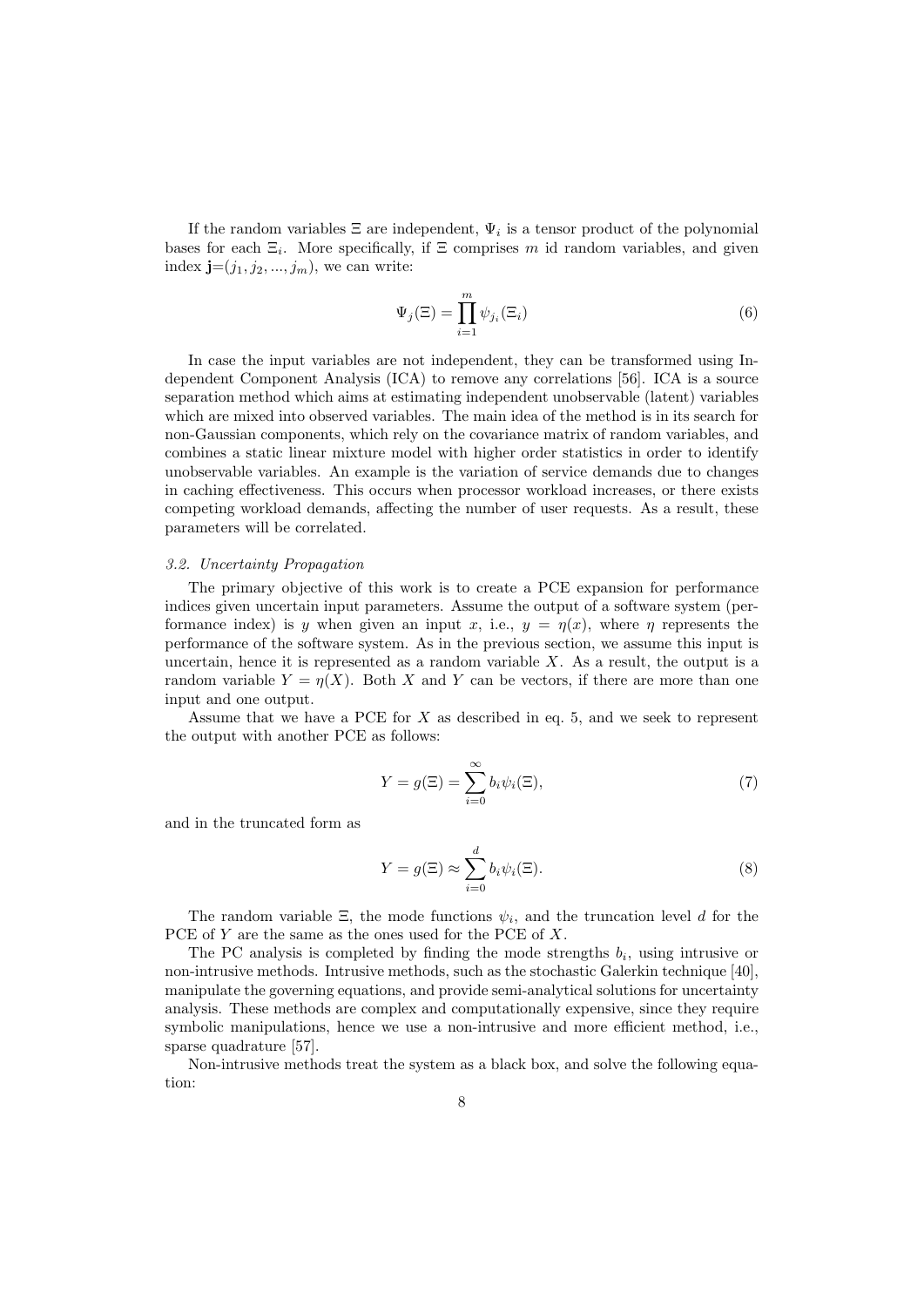If the random variables $\Xi$ are independent, $\Psi_i$ is a tensor product of the polynomial bases for each $\Xi_i$. More specifically, if $\Xi$ comprises $m$ id random variables, and given index $\mathbf{j}$=$(j_1, j_2, ..., j_m)$, we can write:

$$\Psi_j(\Xi) = \prod_{i=1}^{m} \psi_{j_i}(\Xi_i) \tag{6}$$

In case the input variables are not independent, they can be transformed using Independent Component Analysis (ICA) to remove any correlations [56]. ICA is a source separation method which aims at estimating independent unobservable (latent) variables which are mixed into observed variables. The main idea of the method is in its search for non-Gaussian components, which rely on the covariance matrix of random variables, and combines a static linear mixture model with higher order statistics in order to identify unobservable variables. An example is the variation of service demands due to changes in caching effectiveness. This occurs when processor workload increases, or there exists competing workload demands, affecting the number of user requests. As a result, these parameters will be correlated.

### *3.2. Uncertainty Propagation*

The primary objective of this work is to create a PCE expansion for performance indices given uncertain input parameters. Assume the output of a software system (performance index) is $y$ when given an input $x$, i.e., $y = \eta(x)$, where $\eta$ represents the performance of the software system. As in the previous section, we assume this input is uncertain, hence it is represented as a random variable $X$. As a result, the output is a random variable $Y = \eta(X)$. Both $X$ and $Y$ can be vectors, if there are more than one input and one output.

Assume that we have a PCE for $X$ as described in eq. 5, and we seek to represent the output with another PCE as follows:

$$Y = g(\Xi) = \sum_{i=0}^{\infty} b_i \psi_i(\Xi), \tag{7}$$

and in the truncated form as

$$Y = g(\Xi) \approx \sum_{i=0}^{d} b_i \psi_i(\Xi). \tag{8}$$

The random variable $\Xi$, the mode functions $\psi_i$, and the truncation level $d$ for the PCE of $Y$ are the same as the ones used for the PCE of $X$.

The PC analysis is completed by finding the mode strengths $b_i$, using intrusive or non-intrusive methods. Intrusive methods, such as the stochastic Galerkin technique [40], manipulate the governing equations, and provide semi-analytical solutions for uncertainty analysis. These methods are complex and computationally expensive, since they require symbolic manipulations, hence we use a non-intrusive and more efficient method, i.e., sparse quadrature [57].

Non-intrusive methods treat the system as a black box, and solve the following equation: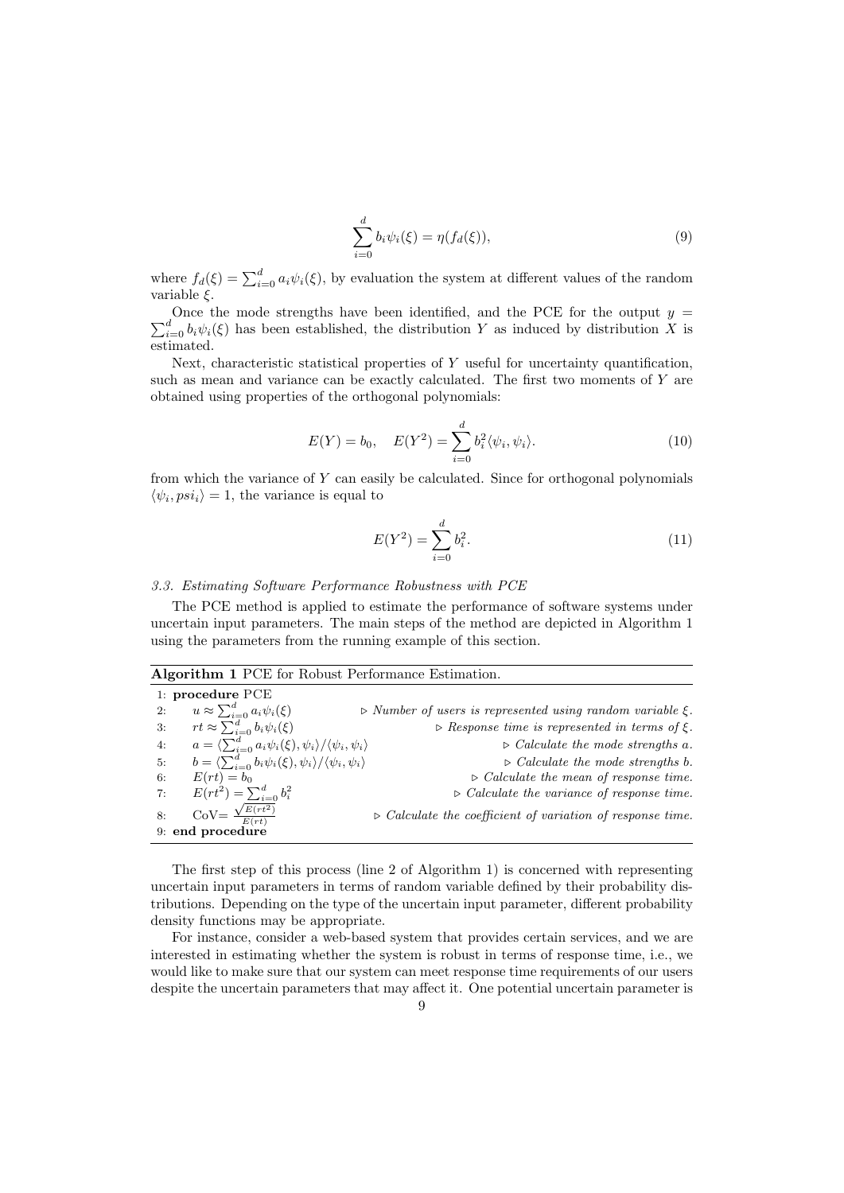$$\sum_{i=0}^{d} b_i \psi_i(\xi) = \eta(f_d(\xi)), \tag{9}$$

where $f_d(\xi) = \sum_{i=0}^{d} a_i \psi_i(\xi)$, by evaluation the system at different values of the random variable $\xi$.

Once the mode strengths have been identified, and the PCE for the output $y = \sum_{i=0}^{d} b_i \psi_i(\xi)$ has been established, the distribution $Y$ as induced by distribution $X$ is estimated.

Next, characteristic statistical properties of $Y$ useful for uncertainty quantification, such as mean and variance can be exactly calculated. The first two moments of $Y$ are obtained using properties of the orthogonal polynomials:

$$E(Y) = b_0, \quad E(Y^2) = \sum_{i=0}^{d} b_i^2 \langle \psi_i, \psi_i \rangle. \tag{10}$$

from which the variance of $Y$ can easily be calculated. Since for orthogonal polynomials $\langle \psi_i, psi_i \rangle = 1$, the variance is equal to

$$E(Y^2) = \sum_{i=0}^{d} b_i^2. \tag{11}$$

### *3.3. Estimating Software Performance Robustness with PCE*

The PCE method is applied to estimate the performance of software systems under uncertain input parameters. The main steps of the method are depicted in Algorithm 1 using the parameters from the running example of this section.

**Algorithm 1** PCE for Robust Performance Estimation.

```
1: procedure PCE
2:     u ≈ Σ_{i=0}^{d} a_i ψ_i(ξ)                      ▷ Number of users is represented using random variable ξ.
3:     rt ≈ Σ_{i=0}^{d} b_i ψ_i(ξ)                     ▷ Response time is represented in terms of ξ.
4:     a = ⟨Σ_{i=0}^{d} a_i ψ_i(ξ), ψ_i⟩/⟨ψ_i, ψ_i⟩     ▷ Calculate the mode strengths a.
5:     b = ⟨Σ_{i=0}^{d} b_i ψ_i(ξ), ψ_i⟩/⟨ψ_i, ψ_i⟩     ▷ Calculate the mode strengths b.
6:     E(rt) = b_0                                     ▷ Calculate the mean of response time.
7:     E(rt^2) = Σ_{i=0}^{d} b_i^2                     ▷ Calculate the variance of response time.
8:     CoV= sqrt(E(rt^2)) / E(rt)                      ▷ Calculate the coefficient of variation of response time.
9: end procedure
```

The first step of this process (line 2 of Algorithm 1) is concerned with representing uncertain input parameters in terms of random variable defined by their probability distributions. Depending on the type of the uncertain input parameter, different probability density functions may be appropriate.

For instance, consider a web-based system that provides certain services, and we are interested in estimating whether the system is robust in terms of response time, i.e., we would like to make sure that our system can meet response time requirements of our users despite the uncertain parameters that may affect it. One potential uncertain parameter is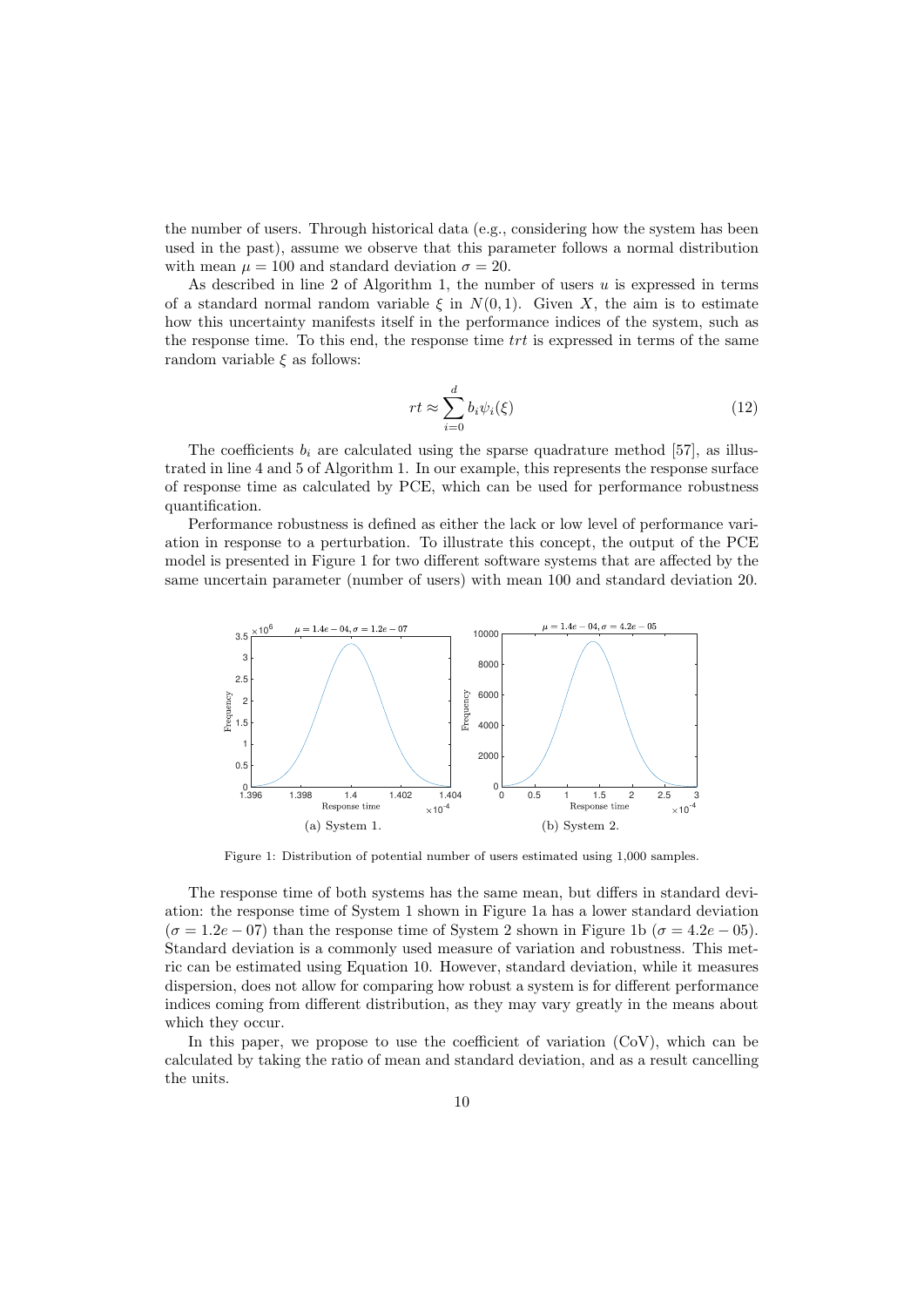the number of users. Through historical data (e.g., considering how the system has been used in the past), assume we observe that this parameter follows a normal distribution with mean $\mu = 100$ and standard deviation $\sigma = 20$.

As described in line 2 of Algorithm 1, the number of users $u$ is expressed in terms of a standard normal random variable $\xi$ in $N(0, 1)$. Given $X$, the aim is to estimate how this uncertainty manifests itself in the performance indices of the system, such as the response time. To this end, the response time $trt$ is expressed in terms of the same random variable $\xi$ as follows:

$$rt \approx \sum_{i=0}^{d} b_i \psi_i(\xi) \tag{12}$$

The coefficients $b_i$ are calculated using the sparse quadrature method [57], as illustrated in line 4 and 5 of Algorithm 1. In our example, this represents the response surface of response time as calculated by PCE, which can be used for performance robustness quantification.

Performance robustness is defined as either the lack or low level of performance variation in response to a perturbation. To illustrate this concept, the output of the PCE model is presented in Figure 1 for two different software systems that are affected by the same uncertain parameter (number of users) with mean 100 and standard deviation 20.

(a) System 1.

(b) System 2.

Figure 1: Distribution of potential number of users estimated using 1,000 samples.

The response time of both systems has the same mean, but differs in standard deviation: the response time of System 1 shown in Figure 1a has a lower standard deviation ($\sigma = 1.2e-07$) than the response time of System 2 shown in Figure 1b ($\sigma = 4.2e-05$). Standard deviation is a commonly used measure of variation and robustness. This metric can be estimated using Equation 10. However, standard deviation, while it measures dispersion, does not allow for comparing how robust a system is for different performance indices coming from different distribution, as they may vary greatly in the means about which they occur.

In this paper, we propose to use the coefficient of variation (CoV), which can be calculated by taking the ratio of mean and standard deviation, and as a result cancelling the units.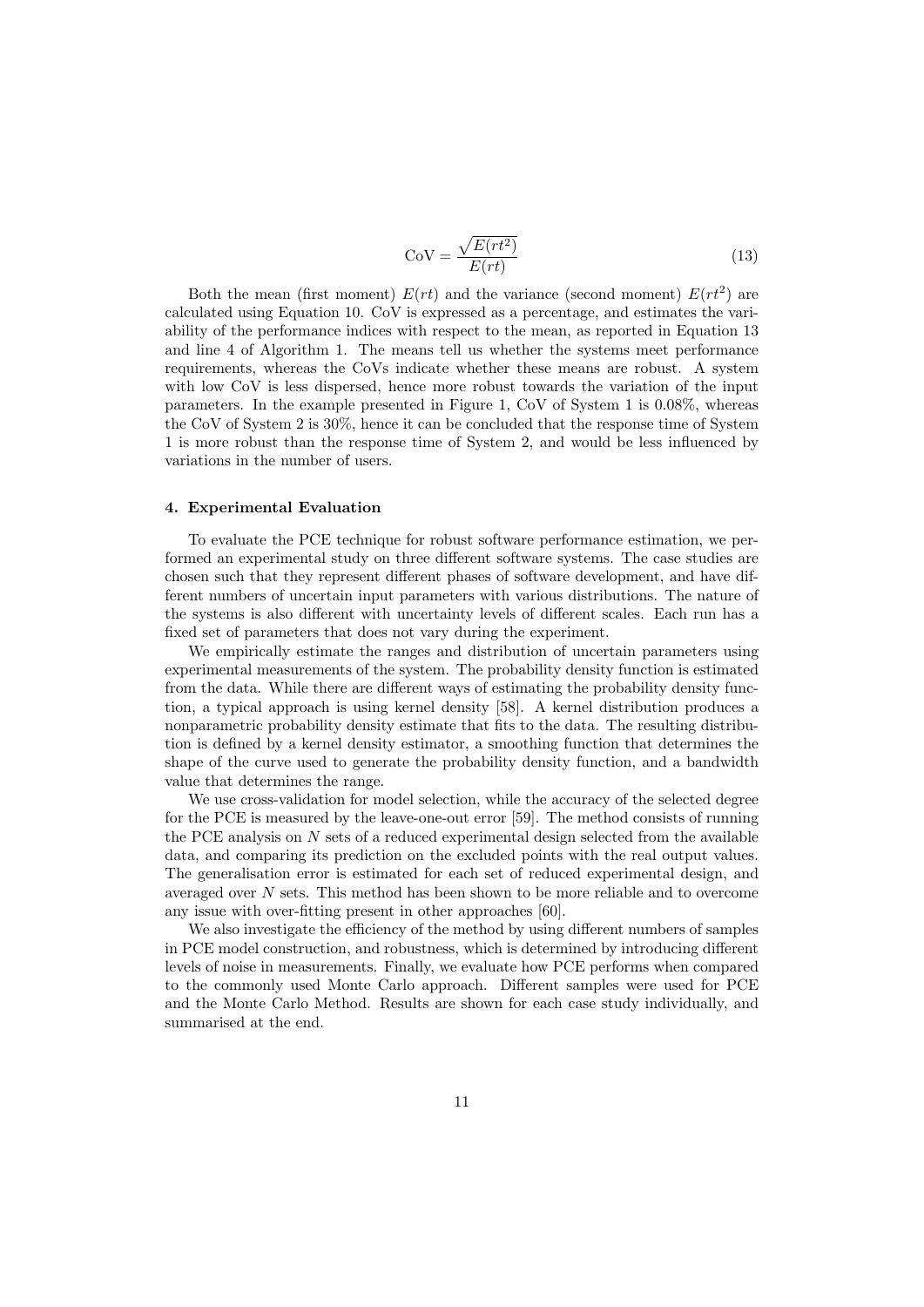$$\text{CoV} = \frac{\sqrt{E(rt^2)}}{E(rt)} \tag{13}$$

Both the mean (first moment) $E(rt)$ and the variance (second moment) $E(rt^2)$ are calculated using Equation 10. CoV is expressed as a percentage, and estimates the variability of the performance indices with respect to the mean, as reported in Equation 13 and line 4 of Algorithm 1. The means tell us whether the systems meet performance requirements, whereas the CoVs indicate whether these means are robust. A system with low CoV is less dispersed, hence more robust towards the variation of the input parameters. In the example presented in Figure 1, CoV of System 1 is 0.08%, whereas the CoV of System 2 is 30%, hence it can be concluded that the response time of System 1 is more robust than the response time of System 2, and would be less influenced by variations in the number of users.

#### 4. Experimental Evaluation

To evaluate the PCE technique for robust software performance estimation, we performed an experimental study on three different software systems. The case studies are chosen such that they represent different phases of software development, and have different numbers of uncertain input parameters with various distributions. The nature of the systems is also different with uncertainty levels of different scales. Each run has a fixed set of parameters that does not vary during the experiment.

We empirically estimate the ranges and distribution of uncertain parameters using experimental measurements of the system. The probability density function is estimated from the data. While there are different ways of estimating the probability density function, a typical approach is using kernel density [58]. A kernel distribution produces a nonparametric probability density estimate that fits to the data. The resulting distribution is defined by a kernel density estimator, a smoothing function that determines the shape of the curve used to generate the probability density function, and a bandwidth value that determines the range.

We use cross-validation for model selection, while the accuracy of the selected degree for the PCE is measured by the leave-one-out error [59]. The method consists of running the PCE analysis on $N$ sets of a reduced experimental design selected from the available data, and comparing its prediction on the excluded points with the real output values. The generalisation error is estimated for each set of reduced experimental design, and averaged over $N$ sets. This method has been shown to be more reliable and to overcome any issue with over-fitting present in other approaches [60].

We also investigate the efficiency of the method by using different numbers of samples in PCE model construction, and robustness, which is determined by introducing different levels of noise in measurements. Finally, we evaluate how PCE performs when compared to the commonly used Monte Carlo approach. Different samples were used for PCE and the Monte Carlo Method. Results are shown for each case study individually, and summarised at the end.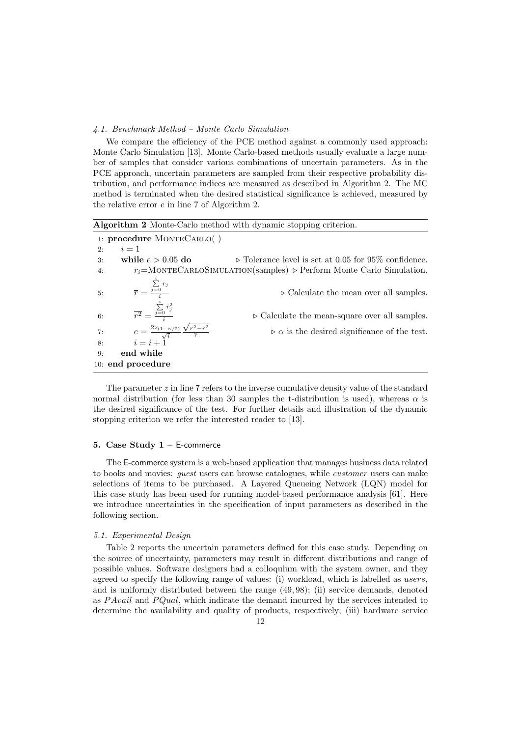### 4.1. Benchmark Method – Monte Carlo Simulation

We compare the efficiency of the PCE method against a commonly used approach: Monte Carlo Simulation [13]. Monte Carlo-based methods usually evaluate a large number of samples that consider various combinations of uncertain parameters. As in the PCE approach, uncertain parameters are sampled from their respective probability distribution, and performance indices are measured as described in Algorithm 2. The MC method is terminated when the desired statistical significance is achieved, measured by the relative error $e$ in line 7 of Algorithm 2.

**Algorithm 2** Monte-Carlo method with dynamic stopping criterion.

```
1: procedure MonteCarlo( )
2:     i = 1
3:     while e > 0.05 do                    ▷ Tolerance level is set at 0.05 for 95% confidence.
4:         r_i = MonteCarloSimulation(samples)  ▷ Perform Monte Carlo Simulation.
5:         r̄ = (Σ_{j=0}^{i} r_j) / i            ▷ Calculate the mean over all samples.
6:         r²̄ = (Σ_{j=0}^{i} r_j²) / i          ▷ Calculate the mean-square over all samples.
7:         e = (2 z_(1−α/2) / √i) · (√(r²̄ − r̄²) / r̄)  ▷ α is the desired significance of the test.
8:         i = i + 1
9:     end while
10: end procedure
```

Line 5: $\overline{r} = \frac{\sum_{j=0}^{i} r_j}{i}$

Line 6: $\overline{r^2} = \frac{\sum_{j=0}^{i} r_j^2}{i}$

Line 7: $e = \frac{2z_{(1-\alpha/2)}}{\sqrt{i}} \frac{\sqrt{\overline{r^2} - \overline{r}^2}}{\overline{r}}$

The parameter $z$ in line 7 refers to the inverse cumulative density value of the standard normal distribution (for less than 30 samples the t-distribution is used), whereas $\alpha$ is the desired significance of the test. For further details and illustration of the dynamic stopping criterion we refer the interested reader to [13].

## 5. Case Study 1 – E-commerce

The E-commerce system is a web-based application that manages business data related to books and movies: *guest* users can browse catalogues, while *customer* users can make selections of items to be purchased. A Layered Queueing Network (LQN) model for this case study has been used for running model-based performance analysis [61]. Here we introduce uncertainties in the specification of input parameters as described in the following section.

### 5.1. Experimental Design

Table 2 reports the uncertain parameters defined for this case study. Depending on the source of uncertainty, parameters may result in different distributions and range of possible values. Software designers had a colloquium with the system owner, and they agreed to specify the following range of values: (i) workload, which is labelled as *users*, and is uniformly distributed between the range (49, 98); (ii) service demands, denoted as *PAvail* and *PQual*, which indicate the demand incurred by the services intended to determine the availability and quality of products, respectively; (iii) hardware service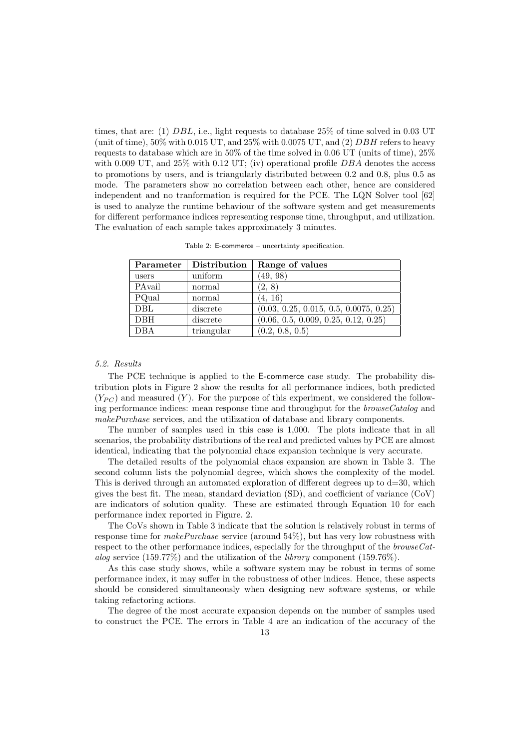times, that are: (1) $DBL$, i.e., light requests to database 25% of time solved in 0.03 UT (unit of time), 50% with 0.015 UT, and 25% with 0.0075 UT, and (2) $DBH$ refers to heavy requests to database which are in 50% of the time solved in 0.06 UT (units of time), 25% with 0.009 UT, and 25% with 0.12 UT; (iv) operational profile $DBA$ denotes the access to promotions by users, and is triangularly distributed between 0.2 and 0.8, plus 0.5 as mode. The parameters show no correlation between each other, hence are considered independent and no tranformation is required for the PCE. The LQN Solver tool [62] is used to analyze the runtime behaviour of the software system and get measurements for different performance indices representing response time, throughput, and utilization. The evaluation of each sample takes approximately 3 minutes.

Table 2: E-commerce – uncertainty specification.

| Parameter | Distribution | Range of values |
|---|---|---|
| users | uniform | (49, 98) |
| PAvail | normal | (2, 8) |
| PQual | normal | (4, 16) |
| DBL | discrete | (0.03, 0.25, 0.015, 0.5, 0.0075, 0.25) |
| DBH | discrete | (0.06, 0.5, 0.009, 0.25, 0.12, 0.25) |
| DBA | triangular | (0.2, 0.8, 0.5) |

### 5.2. Results

The PCE technique is applied to the E-commerce case study. The probability distribution plots in Figure 2 show the results for all performance indices, both predicted ($Y_{PC}$) and measured ($Y$). For the purpose of this experiment, we considered the following performance indices: mean response time and throughput for the *browseCatalog* and *makePurchase* services, and the utilization of database and library components.

The number of samples used in this case is 1,000. The plots indicate that in all scenarios, the probability distributions of the real and predicted values by PCE are almost identical, indicating that the polynomial chaos expansion technique is very accurate.

The detailed results of the polynomial chaos expansion are shown in Table 3. The second column lists the polynomial degree, which shows the complexity of the model. This is derived through an automated exploration of different degrees up to d=30, which gives the best fit. The mean, standard deviation (SD), and coefficient of variance (CoV) are indicators of solution quality. These are estimated through Equation 10 for each performance index reported in Figure. 2.

The CoVs shown in Table 3 indicate that the solution is relatively robust in terms of response time for *makePurchase* service (around 54%), but has very low robustness with respect to the other performance indices, especially for the throughput of the *browseCatalog* service (159.77%) and the utilization of the *library* component (159.76%).

As this case study shows, while a software system may be robust in terms of some performance index, it may suffer in the robustness of other indices. Hence, these aspects should be considered simultaneously when designing new software systems, or while taking refactoring actions.

The degree of the most accurate expansion depends on the number of samples used to construct the PCE. The errors in Table 4 are an indication of the accuracy of the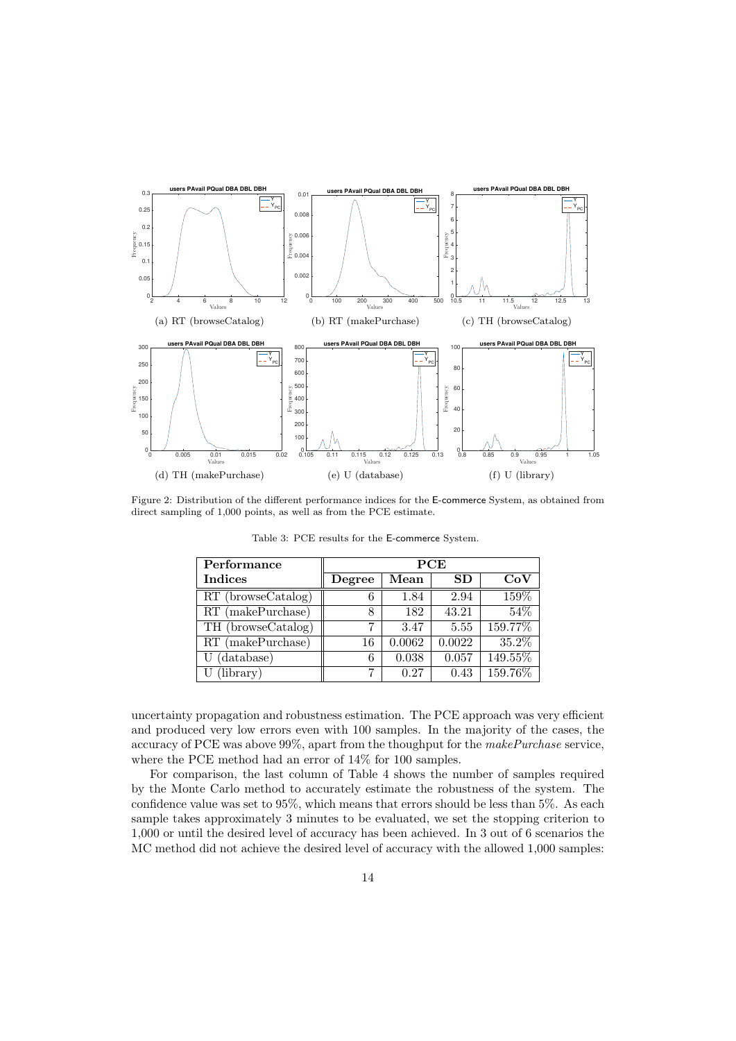Figure 2: Distribution of the different performance indices for the E-commerce System, as obtained from direct sampling of 1,000 points, as well as from the PCE estimate.

Table 3: PCE results for the E-commerce System.

| Performance Indices | PCE | | | |
|---|---|---|---|---|
| | Degree | Mean | SD | CoV |
| RT (browseCatalog) | 6 | 1.84 | 2.94 | 159% |
| RT (makePurchase) | 8 | 182 | 43.21 | 54% |
| TH (browseCatalog) | 7 | 3.47 | 5.55 | 159.77% |
| RT (makePurchase) | 16 | 0.0062 | 0.0022 | 35.2% |
| U (database) | 6 | 0.038 | 0.057 | 149.55% |
| U (library) | 7 | 0.27 | 0.43 | 159.76% |

uncertainty propagation and robustness estimation. The PCE approach was very efficient and produced very low errors even with 100 samples. In the majority of the cases, the accuracy of PCE was above 99%, apart from the thoughput for the *makePurchase* service, where the PCE method had an error of 14% for 100 samples.

For comparison, the last column of Table 4 shows the number of samples required by the Monte Carlo method to accurately estimate the robustness of the system. The confidence value was set to 95%, which means that errors should be less than 5%. As each sample takes approximately 3 minutes to be evaluated, we set the stopping criterion to 1,000 or until the desired level of accuracy has been achieved. In 3 out of 6 scenarios the MC method did not achieve the desired level of accuracy with the allowed 1,000 samples: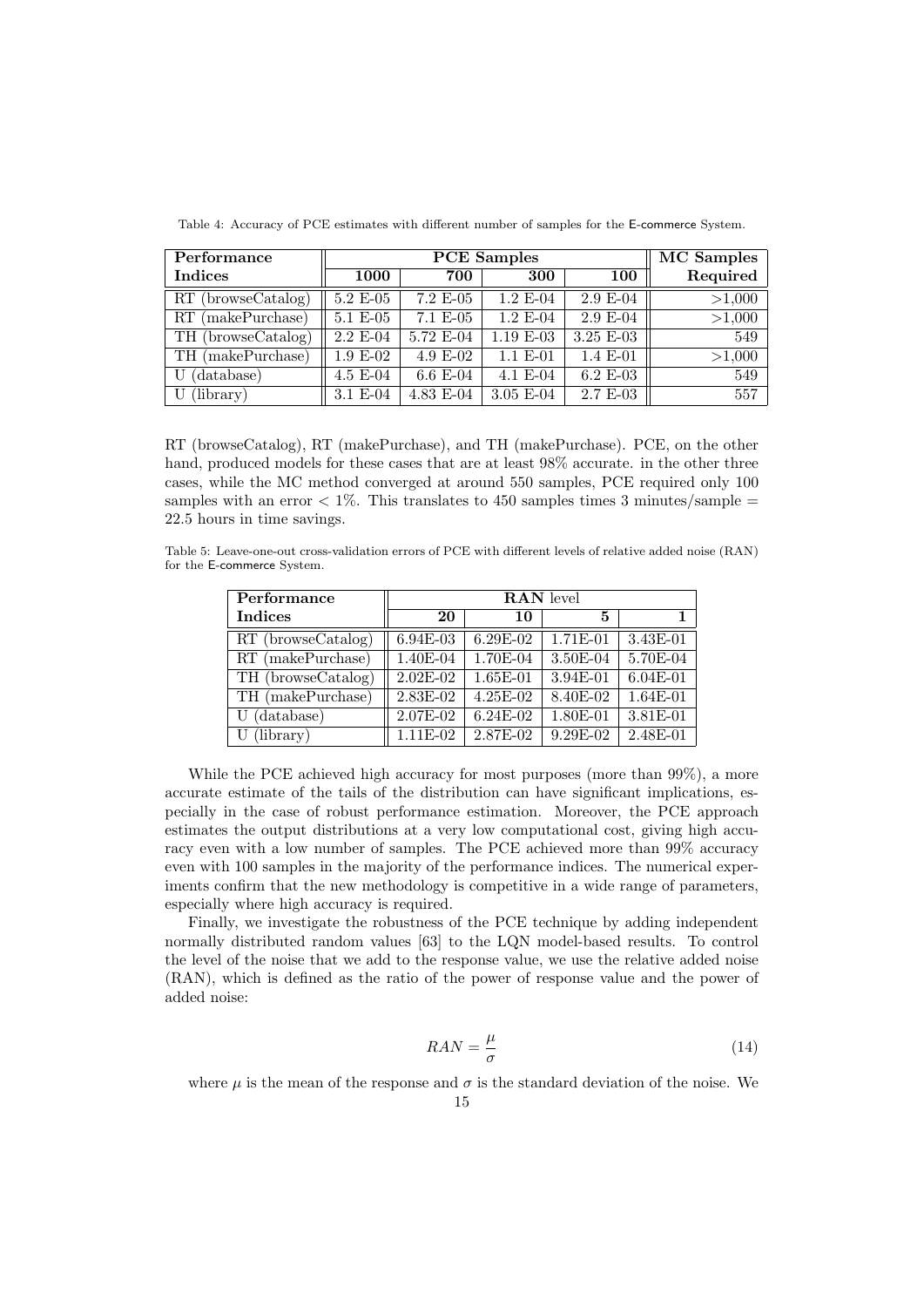Table 4: Accuracy of PCE estimates with different number of samples for the E-commerce System.

| Performance Indices | PCE Samples 1000 | 700 | 300 | 100 | MC Samples Required |
|---|---|---|---|---|---|
| RT (browseCatalog) | 5.2 E-05 | 7.2 E-05 | 1.2 E-04 | 2.9 E-04 | >1,000 |
| RT (makePurchase) | 5.1 E-05 | 7.1 E-05 | 1.2 E-04 | 2.9 E-04 | >1,000 |
| TH (browseCatalog) | 2.2 E-04 | 5.72 E-04 | 1.19 E-03 | 3.25 E-03 | 549 |
| TH (makePurchase) | 1.9 E-02 | 4.9 E-02 | 1.1 E-01 | 1.4 E-01 | >1,000 |
| U (database) | 4.5 E-04 | 6.6 E-04 | 4.1 E-04 | 6.2 E-03 | 549 |
| U (library) | 3.1 E-04 | 4.83 E-04 | 3.05 E-04 | 2.7 E-03 | 557 |

RT (browseCatalog), RT (makePurchase), and TH (makePurchase). PCE, on the other hand, produced models for these cases that are at least 98% accurate. in the other three cases, while the MC method converged at around 550 samples, PCE required only 100 samples with an error < 1%. This translates to 450 samples times 3 minutes/sample = 22.5 hours in time savings.

Table 5: Leave-one-out cross-validation errors of PCE with different levels of relative added noise (RAN) for the E-commerce System.

| Performance Indices | RAN level 20 | 10 | 5 | 1 |
|---|---|---|---|---|
| RT (browseCatalog) | 6.94E-03 | 6.29E-02 | 1.71E-01 | 3.43E-01 |
| RT (makePurchase) | 1.40E-04 | 1.70E-04 | 3.50E-04 | 5.70E-04 |
| TH (browseCatalog) | 2.02E-02 | 1.65E-01 | 3.94E-01 | 6.04E-01 |
| TH (makePurchase) | 2.83E-02 | 4.25E-02 | 8.40E-02 | 1.64E-01 |
| U (database) | 2.07E-02 | 6.24E-02 | 1.80E-01 | 3.81E-01 |
| U (library) | 1.11E-02 | 2.87E-02 | 9.29E-02 | 2.48E-01 |

While the PCE achieved high accuracy for most purposes (more than 99%), a more accurate estimate of the tails of the distribution can have significant implications, especially in the case of robust performance estimation. Moreover, the PCE approach estimates the output distributions at a very low computational cost, giving high accuracy even with a low number of samples. The PCE achieved more than 99% accuracy even with 100 samples in the majority of the performance indices. The numerical experiments confirm that the new methodology is competitive in a wide range of parameters, especially where high accuracy is required.

Finally, we investigate the robustness of the PCE technique by adding independent normally distributed random values [63] to the LQN model-based results. To control the level of the noise that we add to the response value, we use the relative added noise (RAN), which is defined as the ratio of the power of response value and the power of added noise:

$$RAN = \frac{\mu}{\sigma} \tag{14}$$

where $\mu$ is the mean of the response and $\sigma$ is the standard deviation of the noise. We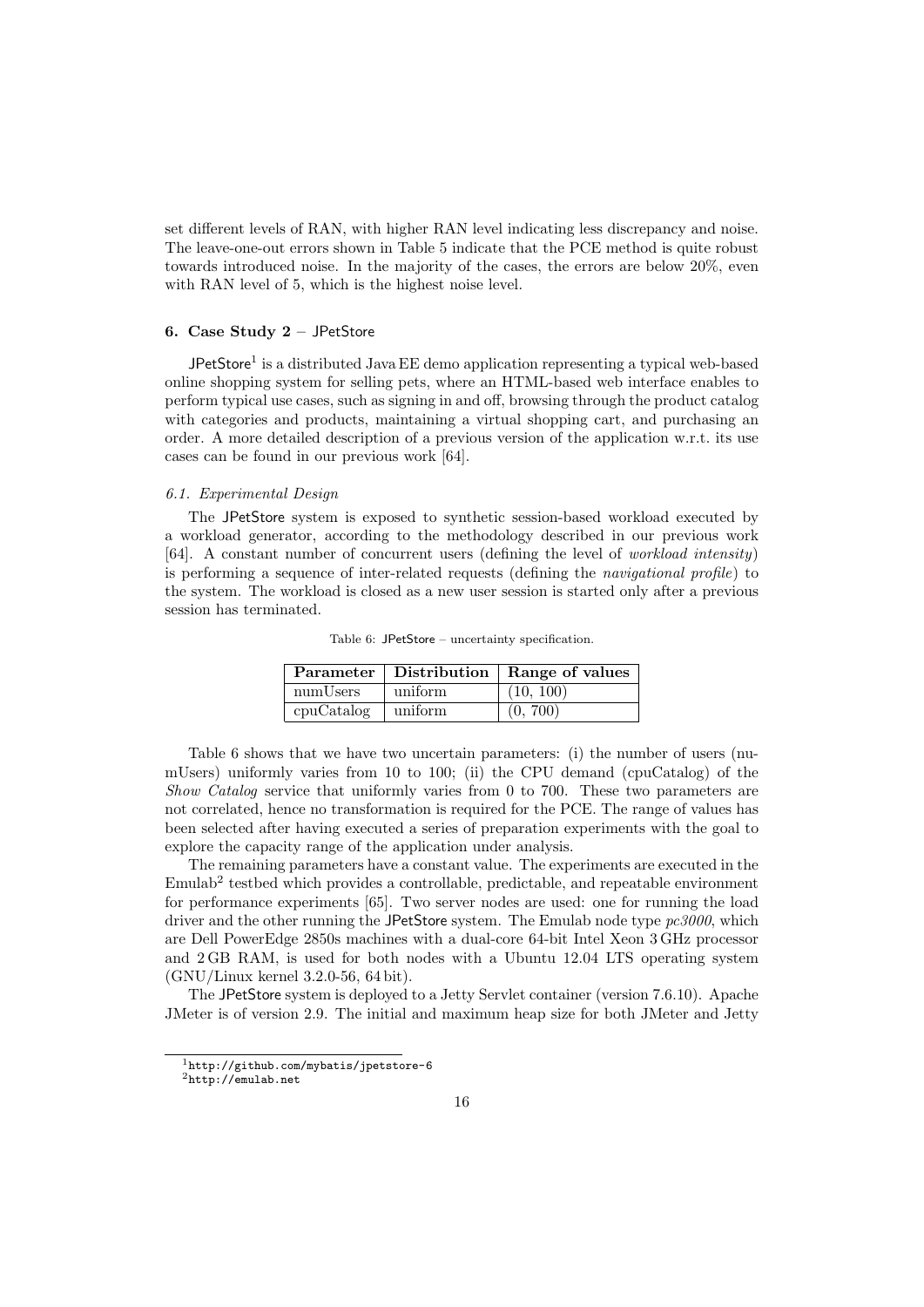set different levels of RAN, with higher RAN level indicating less discrepancy and noise. The leave-one-out errors shown in Table 5 indicate that the PCE method is quite robust towards introduced noise. In the majority of the cases, the errors are below 20%, even with RAN level of 5, which is the highest noise level.

## 6. Case Study 2 – JPetStore

JPetStore[1] is a distributed Java EE demo application representing a typical web-based online shopping system for selling pets, where an HTML-based web interface enables to perform typical use cases, such as signing in and off, browsing through the product catalog with categories and products, maintaining a virtual shopping cart, and purchasing an order. A more detailed description of a previous version of the application w.r.t. its use cases can be found in our previous work [64].

### 6.1. Experimental Design

The JPetStore system is exposed to synthetic session-based workload executed by a workload generator, according to the methodology described in our previous work [64]. A constant number of concurrent users (defining the level of *workload intensity*) is performing a sequence of inter-related requests (defining the *navigational profile*) to the system. The workload is closed as a new user session is started only after a previous session has terminated.

Table 6: JPetStore – uncertainty specification.

| Parameter | Distribution | Range of values |
|---|---|---|
| numUsers | uniform | (10, 100) |
| cpuCatalog | uniform | (0, 700) |

Table 6 shows that we have two uncertain parameters: (i) the number of users (numUsers) uniformly varies from 10 to 100; (ii) the CPU demand (cpuCatalog) of the *Show Catalog* service that uniformly varies from 0 to 700. These two parameters are not correlated, hence no transformation is required for the PCE. The range of values has been selected after having executed a series of preparation experiments with the goal to explore the capacity range of the application under analysis.

The remaining parameters have a constant value. The experiments are executed in the Emulab[2] testbed which provides a controllable, predictable, and repeatable environment for performance experiments [65]. Two server nodes are used: one for running the load driver and the other running the JPetStore system. The Emulab node type *pc3000*, which are Dell PowerEdge 2850s machines with a dual-core 64-bit Intel Xeon 3 GHz processor and 2 GB RAM, is used for both nodes with a Ubuntu 12.04 LTS operating system (GNU/Linux kernel 3.2.0-56, 64 bit).

The JPetStore system is deployed to a Jetty Servlet container (version 7.6.10). Apache JMeter is of version 2.9. The initial and maximum heap size for both JMeter and Jetty

[1] http://github.com/mybatis/jpetstore-6

[2] http://emulab.net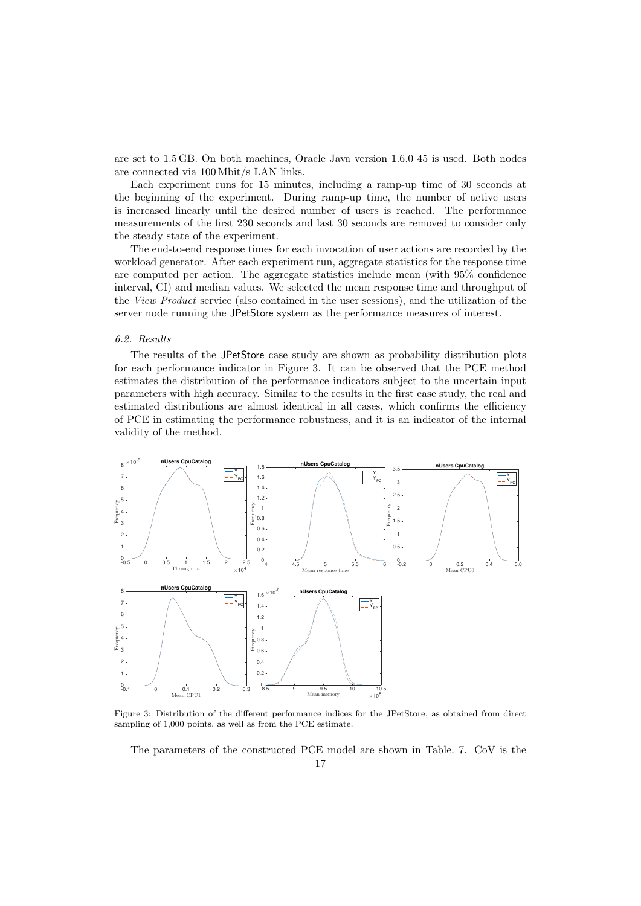are set to 1.5 GB. On both machines, Oracle Java version 1.6.0_45 is used. Both nodes are connected via 100 Mbit/s LAN links.

Each experiment runs for 15 minutes, including a ramp-up time of 30 seconds at the beginning of the experiment. During ramp-up time, the number of active users is increased linearly until the desired number of users is reached. The performance measurements of the first 230 seconds and last 30 seconds are removed to consider only the steady state of the experiment.

The end-to-end response times for each invocation of user actions are recorded by the workload generator. After each experiment run, aggregate statistics for the response time are computed per action. The aggregate statistics include mean (with 95% confidence interval, CI) and median values. We selected the mean response time and throughput of the *View Product* service (also contained in the user sessions), and the utilization of the server node running the JPetStore system as the performance measures of interest.

### *6.2. Results*

The results of the JPetStore case study are shown as probability distribution plots for each performance indicator in Figure 3. It can be observed that the PCE method estimates the distribution of the performance indicators subject to the uncertain input parameters with high accuracy. Similar to the results in the first case study, the real and estimated distributions are almost identical in all cases, which confirms the efficiency of PCE in estimating the performance robustness, and it is an indicator of the internal validity of the method.

Figure 3: Distribution of the different performance indices for the JPetStore, as obtained from direct sampling of 1,000 points, as well as from the PCE estimate.

The parameters of the constructed PCE model are shown in Table. 7. CoV is the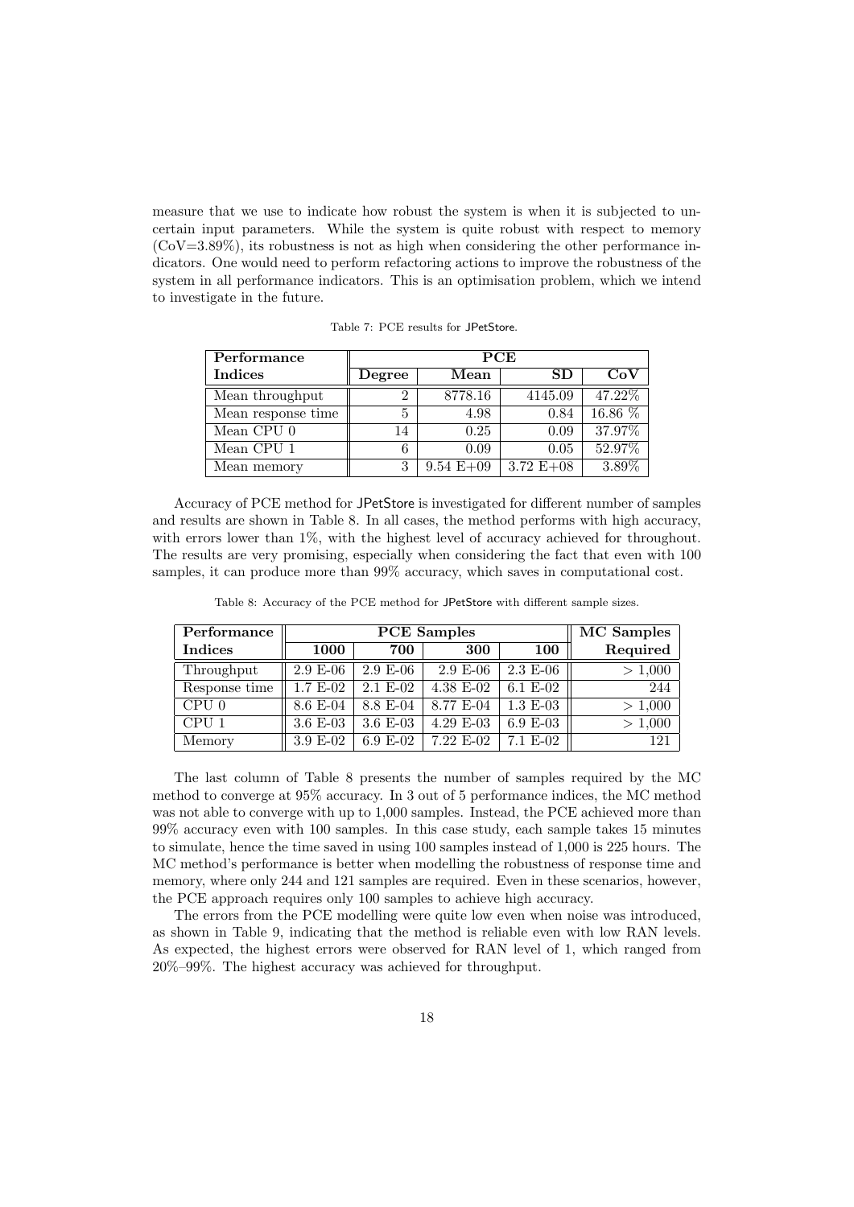measure that we use to indicate how robust the system is when it is subjected to uncertain input parameters. While the system is quite robust with respect to memory (CoV=3.89%), its robustness is not as high when considering the other performance indicators. One would need to perform refactoring actions to improve the robustness of the system in all performance indicators. This is an optimisation problem, which we intend to investigate in the future.

Table 7: PCE results for JPetStore.

| Performance Indices | PCE | | | |
|---|---|---|---|---|
| | **Degree** | **Mean** | **SD** | **CoV** |
| Mean throughput | 2 | 8778.16 | 4145.09 | 47.22% |
| Mean response time | 5 | 4.98 | 0.84 | 16.86 % |
| Mean CPU 0 | 14 | 0.25 | 0.09 | 37.97% |
| Mean CPU 1 | 6 | 0.09 | 0.05 | 52.97% |
| Mean memory | 3 | 9.54 E+09 | 3.72 E+08 | 3.89% |

Accuracy of PCE method for JPetStore is investigated for different number of samples and results are shown in Table 8. In all cases, the method performs with high accuracy, with errors lower than 1%, with the highest level of accuracy achieved for throughout. The results are very promising, especially when considering the fact that even with 100 samples, it can produce more than 99% accuracy, which saves in computational cost.

Table 8: Accuracy of the PCE method for JPetStore with different sample sizes.

| Performance Indices | PCE Samples | | | | MC Samples Required |
|---|---|---|---|---|---|
| | **1000** | **700** | **300** | **100** | |
| Throughput | 2.9 E-06 | 2.9 E-06 | 2.9 E-06 | 2.3 E-06 | > 1,000 |
| Response time | 1.7 E-02 | 2.1 E-02 | 4.38 E-02 | 6.1 E-02 | 244 |
| CPU 0 | 8.6 E-04 | 8.8 E-04 | 8.77 E-04 | 1.3 E-03 | > 1,000 |
| CPU 1 | 3.6 E-03 | 3.6 E-03 | 4.29 E-03 | 6.9 E-03 | > 1,000 |
| Memory | 3.9 E-02 | 6.9 E-02 | 7.22 E-02 | 7.1 E-02 | 121 |

The last column of Table 8 presents the number of samples required by the MC method to converge at 95% accuracy. In 3 out of 5 performance indices, the MC method was not able to converge with up to 1,000 samples. Instead, the PCE achieved more than 99% accuracy even with 100 samples. In this case study, each sample takes 15 minutes to simulate, hence the time saved in using 100 samples instead of 1,000 is 225 hours. The MC method's performance is better when modelling the robustness of response time and memory, where only 244 and 121 samples are required. Even in these scenarios, however, the PCE approach requires only 100 samples to achieve high accuracy.

The errors from the PCE modelling were quite low even when noise was introduced, as shown in Table 9, indicating that the method is reliable even with low RAN levels. As expected, the highest errors were observed for RAN level of 1, which ranged from 20%–99%. The highest accuracy was achieved for throughput.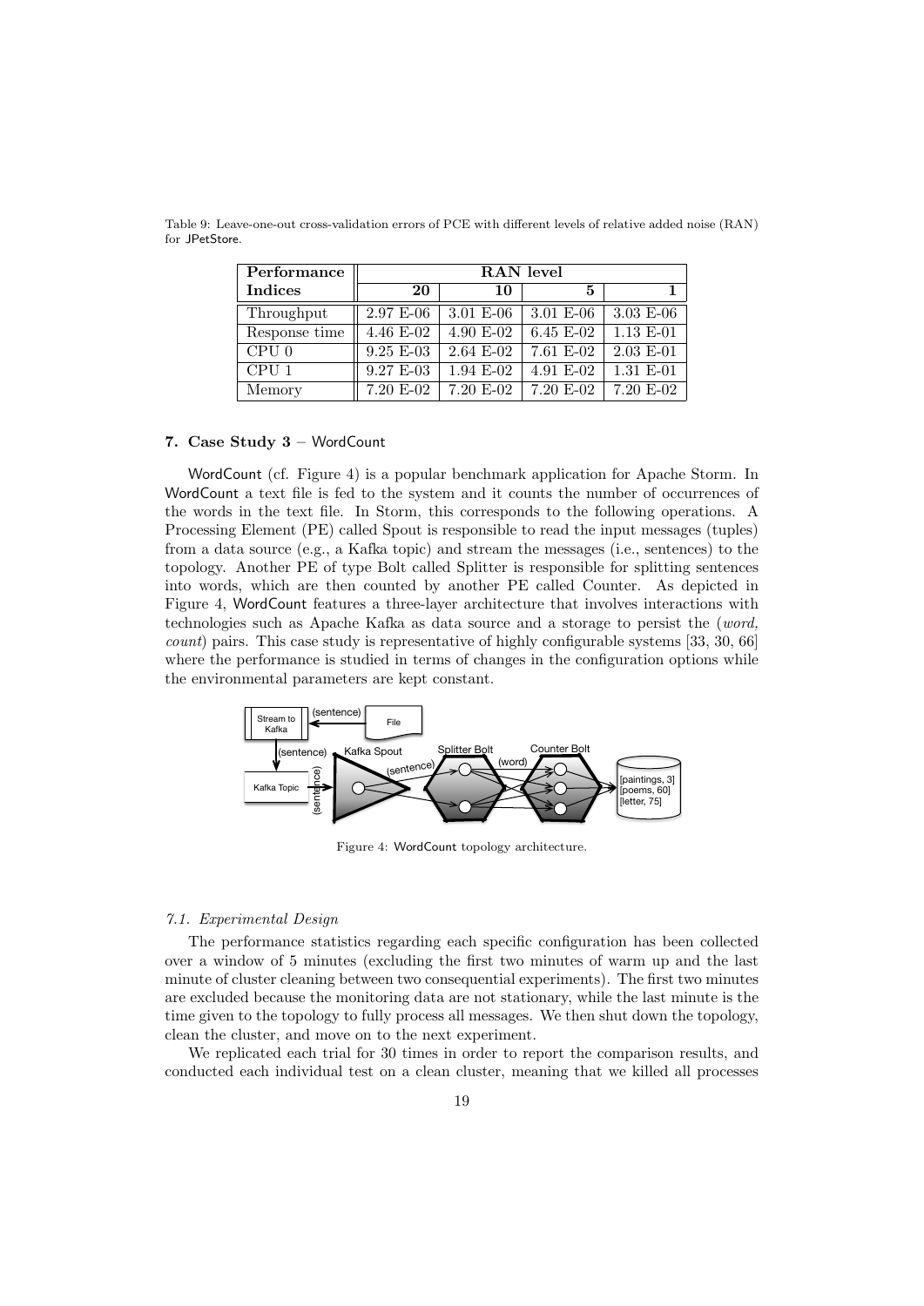Table 9: Leave-one-out cross-validation errors of PCE with different levels of relative added noise (RAN) for JPetStore.

| Performance Indices | RAN level | | | |
|---|---|---|---|---|
| | **20** | **10** | **5** | **1** |
| Throughput | 2.97 E-06 | 3.01 E-06 | 3.01 E-06 | 3.03 E-06 |
| Response time | 4.46 E-02 | 4.90 E-02 | 6.45 E-02 | 1.13 E-01 |
| CPU 0 | 9.25 E-03 | 2.64 E-02 | 7.61 E-02 | 2.03 E-01 |
| CPU 1 | 9.27 E-03 | 1.94 E-02 | 4.91 E-02 | 1.31 E-01 |
| Memory | 7.20 E-02 | 7.20 E-02 | 7.20 E-02 | 7.20 E-02 |

## 7. Case Study 3 – WordCount

WordCount (cf. Figure 4) is a popular benchmark application for Apache Storm. In WordCount a text file is fed to the system and it counts the number of occurrences of the words in the text file. In Storm, this corresponds to the following operations. A Processing Element (PE) called Spout is responsible to read the input messages (tuples) from a data source (e.g., a Kafka topic) and stream the messages (i.e., sentences) to the topology. Another PE of type Bolt called Splitter is responsible for splitting sentences into words, which are then counted by another PE called Counter. As depicted in Figure 4, WordCount features a three-layer architecture that involves interactions with technologies such as Apache Kafka as data source and a storage to persist the (*word, count*) pairs. This case study is representative of highly configurable systems [33, 30, 66] where the performance is studied in terms of changes in the configuration options while the environmental parameters are kept constant.

Figure 4: WordCount topology architecture.

### 7.1. Experimental Design

The performance statistics regarding each specific configuration has been collected over a window of 5 minutes (excluding the first two minutes of warm up and the last minute of cluster cleaning between two consequential experiments). The first two minutes are excluded because the monitoring data are not stationary, while the last minute is the time given to the topology to fully process all messages. We then shut down the topology, clean the cluster, and move on to the next experiment.

We replicated each trial for 30 times in order to report the comparison results, and conducted each individual test on a clean cluster, meaning that we killed all processes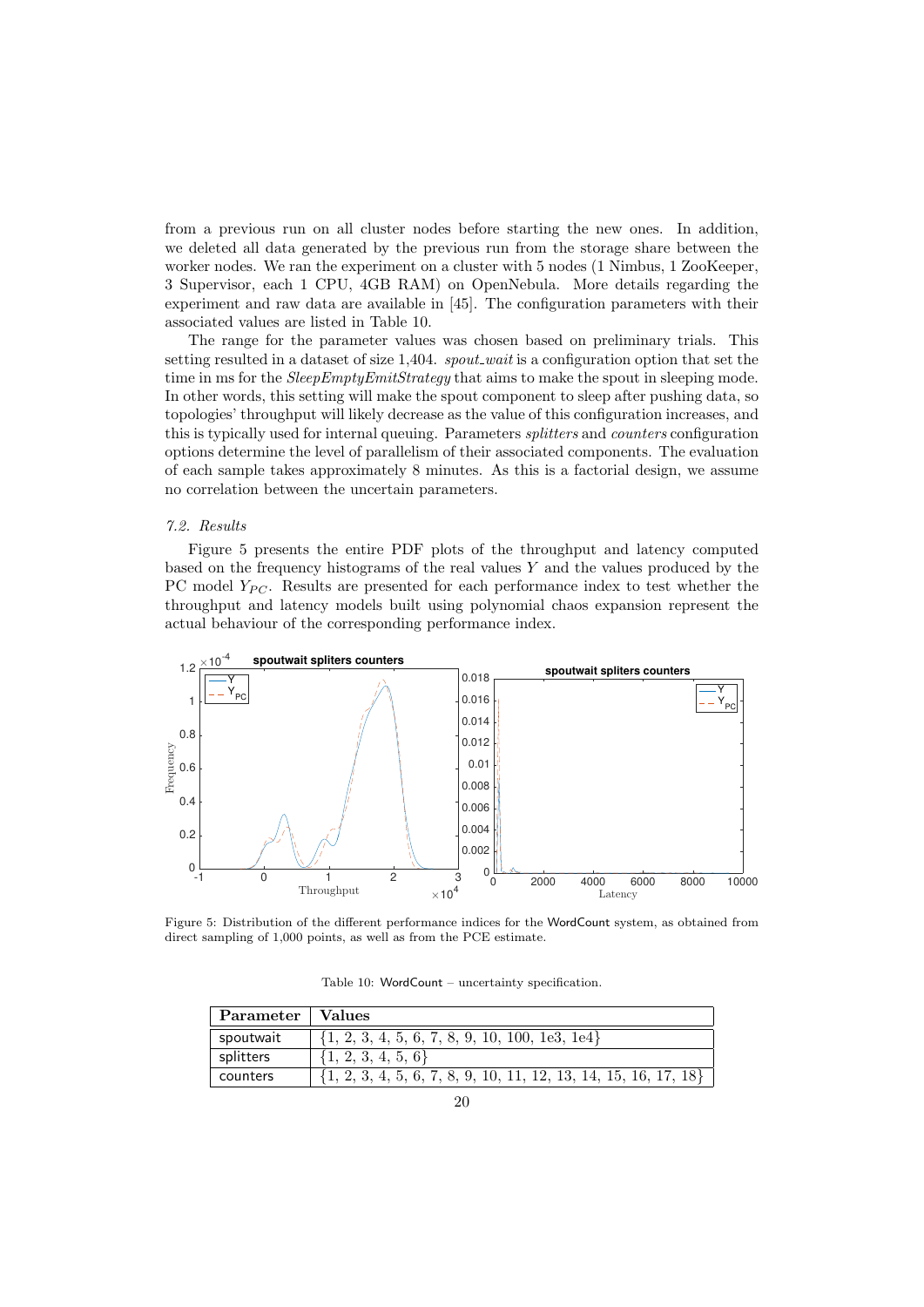from a previous run on all cluster nodes before starting the new ones. In addition, we deleted all data generated by the previous run from the storage share between the worker nodes. We ran the experiment on a cluster with 5 nodes (1 Nimbus, 1 ZooKeeper, 3 Supervisor, each 1 CPU, 4GB RAM) on OpenNebula. More details regarding the experiment and raw data are available in [45]. The configuration parameters with their associated values are listed in Table 10.

The range for the parameter values was chosen based on preliminary trials. This setting resulted in a dataset of size 1,404. *spout_wait* is a configuration option that set the time in ms for the *SleepEmptyEmitStrategy* that aims to make the spout in sleeping mode. In other words, this setting will make the spout component to sleep after pushing data, so topologies' throughput will likely decrease as the value of this configuration increases, and this is typically used for internal queuing. Parameters *splitters* and *counters* configuration options determine the level of parallelism of their associated components. The evaluation of each sample takes approximately 8 minutes. As this is a factorial design, we assume no correlation between the uncertain parameters.

### *7.2. Results*

Figure 5 presents the entire PDF plots of the throughput and latency computed based on the frequency histograms of the real values $Y$ and the values produced by the PC model $Y_{PC}$. Results are presented for each performance index to test whether the throughput and latency models built using polynomial chaos expansion represent the actual behaviour of the corresponding performance index.

Figure 5: Distribution of the different performance indices for the WordCount system, as obtained from direct sampling of 1,000 points, as well as from the PCE estimate.

Table 10: WordCount – uncertainty specification.

| Parameter | Values |
|---|---|
| spoutwait | {1, 2, 3, 4, 5, 6, 7, 8, 9, 10, 100, 1e3, 1e4} |
| splitters | {1, 2, 3, 4, 5, 6} |
| counters | {1, 2, 3, 4, 5, 6, 7, 8, 9, 10, 11, 12, 13, 14, 15, 16, 17, 18} |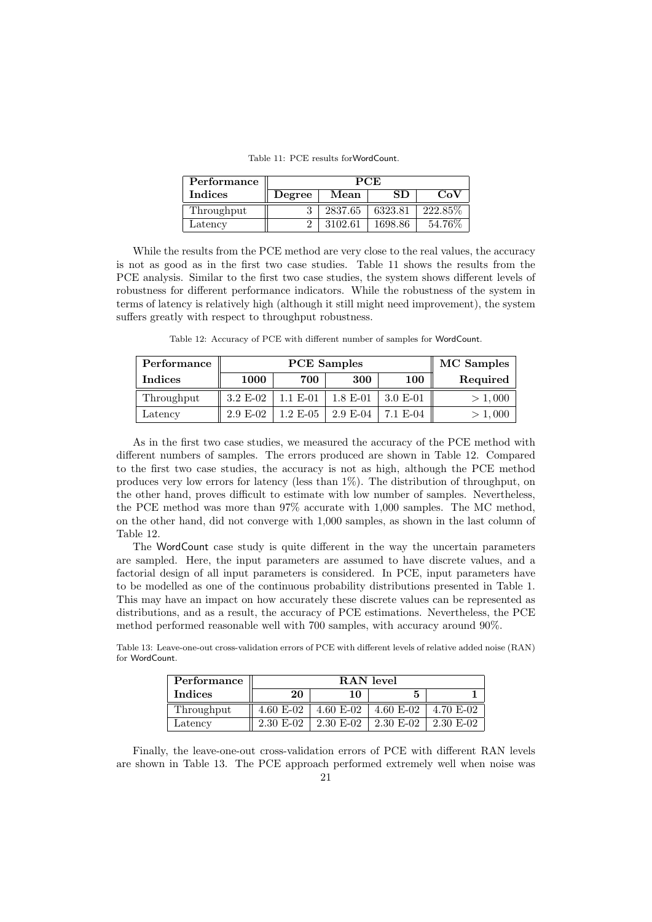Table 11: PCE results forWordCount.

| Performance | PCE | | | |
|---|---|---|---|---|
| **Indices** | **Degree** | **Mean** | **SD** | **CoV** |
| Throughput | 3 | 2837.65 | 6323.81 | 222.85% |
| Latency | 2 | 3102.61 | 1698.86 | 54.76% |

While the results from the PCE method are very close to the real values, the accuracy is not as good as in the first two case studies. Table 11 shows the results from the PCE analysis. Similar to the first two case studies, the system shows different levels of robustness for different performance indicators. While the robustness of the system in terms of latency is relatively high (although it still might need improvement), the system suffers greatly with respect to throughput robustness.

Table 12: Accuracy of PCE with different number of samples for WordCount.

| Performance | PCE Samples | | | | MC Samples |
|---|---|---|---|---|---|
| **Indices** | **1000** | **700** | **300** | **100** | **Required** |
| Throughput | 3.2 E-02 | 1.1 E-01 | 1.8 E-01 | 3.0 E-01 | $> 1,000$ |
| Latency | 2.9 E-02 | 1.2 E-05 | 2.9 E-04 | 7.1 E-04 | $> 1,000$ |

As in the first two case studies, we measured the accuracy of the PCE method with different numbers of samples. The errors produced are shown in Table 12. Compared to the first two case studies, the accuracy is not as high, although the PCE method produces very low errors for latency (less than 1%). The distribution of throughput, on the other hand, proves difficult to estimate with low number of samples. Nevertheless, the PCE method was more than 97% accurate with 1,000 samples. The MC method, on the other hand, did not converge with 1,000 samples, as shown in the last column of Table 12.

The WordCount case study is quite different in the way the uncertain parameters are sampled. Here, the input parameters are assumed to have discrete values, and a factorial design of all input parameters is considered. In PCE, input parameters have to be modelled as one of the continuous probability distributions presented in Table 1. This may have an impact on how accurately these discrete values can be represented as distributions, and as a result, the accuracy of PCE estimations. Nevertheless, the PCE method performed reasonable well with 700 samples, with accuracy around 90%.

Table 13: Leave-one-out cross-validation errors of PCE with different levels of relative added noise (RAN) for WordCount.

| Performance | RAN level | | | |
|---|---|---|---|---|
| **Indices** | **20** | **10** | **5** | **1** |
| Throughput | 4.60 E-02 | 4.60 E-02 | 4.60 E-02 | 4.70 E-02 |
| Latency | 2.30 E-02 | 2.30 E-02 | 2.30 E-02 | 2.30 E-02 |

Finally, the leave-one-out cross-validation errors of PCE with different RAN levels are shown in Table 13. The PCE approach performed extremely well when noise was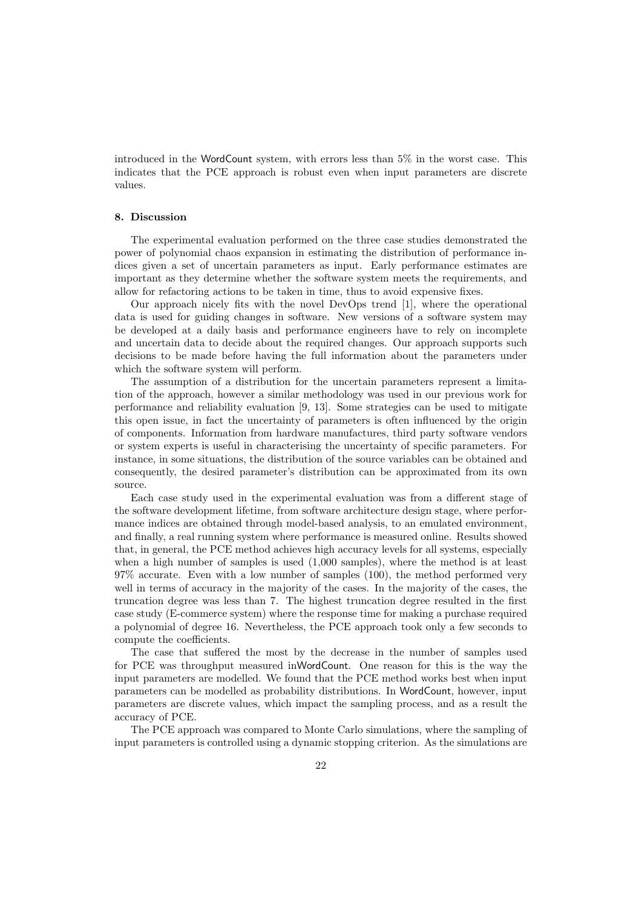introduced in the WordCount system, with errors less than 5% in the worst case. This indicates that the PCE approach is robust even when input parameters are discrete values.

## 8. Discussion

The experimental evaluation performed on the three case studies demonstrated the power of polynomial chaos expansion in estimating the distribution of performance indices given a set of uncertain parameters as input. Early performance estimates are important as they determine whether the software system meets the requirements, and allow for refactoring actions to be taken in time, thus to avoid expensive fixes.

Our approach nicely fits with the novel DevOps trend [1], where the operational data is used for guiding changes in software. New versions of a software system may be developed at a daily basis and performance engineers have to rely on incomplete and uncertain data to decide about the required changes. Our approach supports such decisions to be made before having the full information about the parameters under which the software system will perform.

The assumption of a distribution for the uncertain parameters represent a limitation of the approach, however a similar methodology was used in our previous work for performance and reliability evaluation [9, 13]. Some strategies can be used to mitigate this open issue, in fact the uncertainty of parameters is often influenced by the origin of components. Information from hardware manufactures, third party software vendors or system experts is useful in characterising the uncertainty of specific parameters. For instance, in some situations, the distribution of the source variables can be obtained and consequently, the desired parameter's distribution can be approximated from its own source.

Each case study used in the experimental evaluation was from a different stage of the software development lifetime, from software architecture design stage, where performance indices are obtained through model-based analysis, to an emulated environment, and finally, a real running system where performance is measured online. Results showed that, in general, the PCE method achieves high accuracy levels for all systems, especially when a high number of samples is used (1,000 samples), where the method is at least 97% accurate. Even with a low number of samples (100), the method performed very well in terms of accuracy in the majority of the cases. In the majority of the cases, the truncation degree was less than 7. The highest truncation degree resulted in the first case study (E-commerce system) where the response time for making a purchase required a polynomial of degree 16. Nevertheless, the PCE approach took only a few seconds to compute the coefficients.

The case that suffered the most by the decrease in the number of samples used for PCE was throughput measured inWordCount. One reason for this is the way the input parameters are modelled. We found that the PCE method works best when input parameters can be modelled as probability distributions. In WordCount, however, input parameters are discrete values, which impact the sampling process, and as a result the accuracy of PCE.

The PCE approach was compared to Monte Carlo simulations, where the sampling of input parameters is controlled using a dynamic stopping criterion. As the simulations are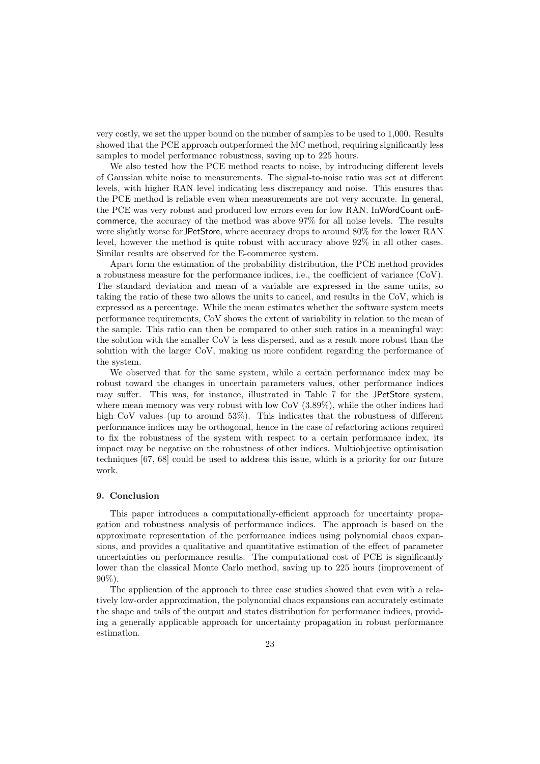very costly, we set the upper bound on the number of samples to be used to 1,000. Results showed that the PCE approach outperformed the MC method, requiring significantly less samples to model performance robustness, saving up to 225 hours.

We also tested how the PCE method reacts to noise, by introducing different levels of Gaussian white noise to measurements. The signal-to-noise ratio was set at different levels, with higher RAN level indicating less discrepancy and noise. This ensures that the PCE method is reliable even when measurements are not very accurate. In general, the PCE was very robust and produced low errors even for low RAN. InWordCount onE-commerce, the accuracy of the method was above 97% for all noise levels. The results were slightly worse forJPetStore, where accuracy drops to around 80% for the lower RAN level, however the method is quite robust with accuracy above 92% in all other cases. Similar results are observed for the E-commerce system.

Apart form the estimation of the probability distribution, the PCE method provides a robustness measure for the performance indices, i.e., the coefficient of variance (CoV). The standard deviation and mean of a variable are expressed in the same units, so taking the ratio of these two allows the units to cancel, and results in the CoV, which is expressed as a percentage. While the mean estimates whether the software system meets performance requirements, CoV shows the extent of variability in relation to the mean of the sample. This ratio can then be compared to other such ratios in a meaningful way: the solution with the smaller CoV is less dispersed, and as a result more robust than the solution with the larger CoV, making us more confident regarding the performance of the system.

We observed that for the same system, while a certain performance index may be robust toward the changes in uncertain parameters values, other performance indices may suffer. This was, for instance, illustrated in Table 7 for the JPetStore system, where mean memory was very robust with low CoV (3.89%), while the other indices had high CoV values (up to around 53%). This indicates that the robustness of different performance indices may be orthogonal, hence in the case of refactoring actions required to fix the robustness of the system with respect to a certain performance index, its impact may be negative on the robustness of other indices. Multiobjective optimisation techniques [67, 68] could be used to address this issue, which is a priority for our future work.

## 9. Conclusion

This paper introduces a computationally-efficient approach for uncertainty propagation and robustness analysis of performance indices. The approach is based on the approximate representation of the performance indices using polynomial chaos expansions, and provides a qualitative and quantitative estimation of the effect of parameter uncertainties on performance results. The computational cost of PCE is significantly lower than the classical Monte Carlo method, saving up to 225 hours (improvement of 90%).

The application of the approach to three case studies showed that even with a relatively low-order approximation, the polynomial chaos expansions can accurately estimate the shape and tails of the output and states distribution for performance indices, providing a generally applicable approach for uncertainty propagation in robust performance estimation.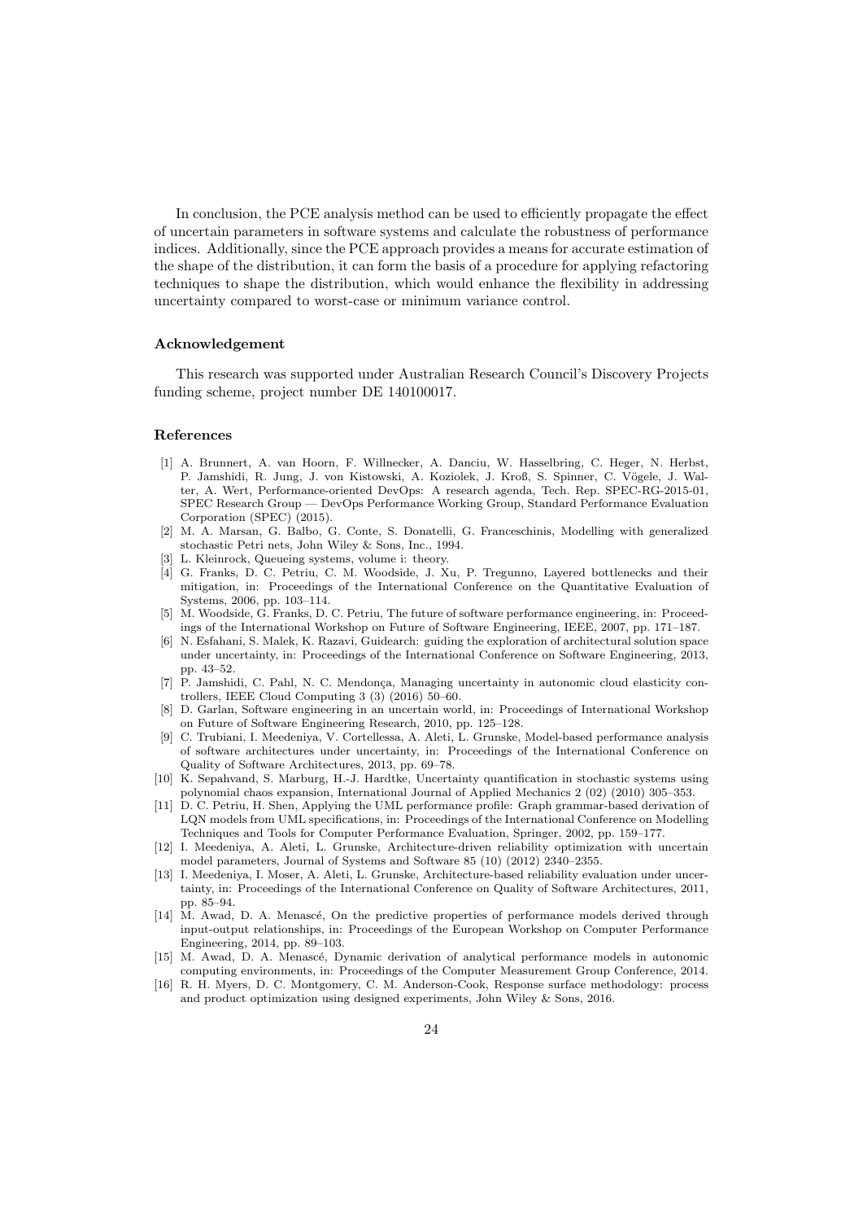In conclusion, the PCE analysis method can be used to efficiently propagate the effect of uncertain parameters in software systems and calculate the robustness of performance indices. Additionally, since the PCE approach provides a means for accurate estimation of the shape of the distribution, it can form the basis of a procedure for applying refactoring techniques to shape the distribution, which would enhance the flexibility in addressing uncertainty compared to worst-case or minimum variance control.

#### Acknowledgement

This research was supported under Australian Research Council's Discovery Projects funding scheme, project number DE 140100017.

### References

- [1] A. Brunnert, A. van Hoorn, F. Willnecker, A. Danciu, W. Hasselbring, C. Heger, N. Herbst, P. Jamshidi, R. Jung, J. von Kistowski, A. Koziolek, J. Kroß, S. Spinner, C. Vögele, J. Walter, A. Wert, Performance-oriented DevOps: A research agenda, Tech. Rep. SPEC-RG-2015-01, SPEC Research Group — DevOps Performance Working Group, Standard Performance Evaluation Corporation (SPEC) (2015).
- [2] M. A. Marsan, G. Balbo, G. Conte, S. Donatelli, G. Franceschinis, Modelling with generalized stochastic Petri nets, John Wiley & Sons, Inc., 1994.
- [3] L. Kleinrock, Queueing systems, volume i: theory.
- [4] G. Franks, D. C. Petriu, C. M. Woodside, J. Xu, P. Tregunno, Layered bottlenecks and their mitigation, in: Proceedings of the International Conference on the Quantitative Evaluation of Systems, 2006, pp. 103–114.
- [5] M. Woodside, G. Franks, D. C. Petriu, The future of software performance engineering, in: Proceedings of the International Workshop on Future of Software Engineering, IEEE, 2007, pp. 171–187.
- [6] N. Esfahani, S. Malek, K. Razavi, Guidearch: guiding the exploration of architectural solution space under uncertainty, in: Proceedings of the International Conference on Software Engineering, 2013, pp. 43–52.
- [7] P. Jamshidi, C. Pahl, N. C. Mendonça, Managing uncertainty in autonomic cloud elasticity controllers, IEEE Cloud Computing 3 (3) (2016) 50–60.
- [8] D. Garlan, Software engineering in an uncertain world, in: Proceedings of International Workshop on Future of Software Engineering Research, 2010, pp. 125–128.
- [9] C. Trubiani, I. Meedeniya, V. Cortellessa, A. Aleti, L. Grunske, Model-based performance analysis of software architectures under uncertainty, in: Proceedings of the International Conference on Quality of Software Architectures, 2013, pp. 69–78.
- [10] K. Sepahvand, S. Marburg, H.-J. Hardtke, Uncertainty quantification in stochastic systems using polynomial chaos expansion, International Journal of Applied Mechanics 2 (02) (2010) 305–353.
- [11] D. C. Petriu, H. Shen, Applying the UML performance profile: Graph grammar-based derivation of LQN models from UML specifications, in: Proceedings of the International Conference on Modelling Techniques and Tools for Computer Performance Evaluation, Springer, 2002, pp. 159–177.
- [12] I. Meedeniya, A. Aleti, L. Grunske, Architecture-driven reliability optimization with uncertain model parameters, Journal of Systems and Software 85 (10) (2012) 2340–2355.
- [13] I. Meedeniya, I. Moser, A. Aleti, L. Grunske, Architecture-based reliability evaluation under uncertainty, in: Proceedings of the International Conference on Quality of Software Architectures, 2011, pp. 85–94.
- [14] M. Awad, D. A. Menascé, On the predictive properties of performance models derived through input-output relationships, in: Proceedings of the European Workshop on Computer Performance Engineering, 2014, pp. 89–103.
- [15] M. Awad, D. A. Menascé, Dynamic derivation of analytical performance models in autonomic computing environments, in: Proceedings of the Computer Measurement Group Conference, 2014.
- [16] R. H. Myers, D. C. Montgomery, C. M. Anderson-Cook, Response surface methodology: process and product optimization using designed experiments, John Wiley & Sons, 2016.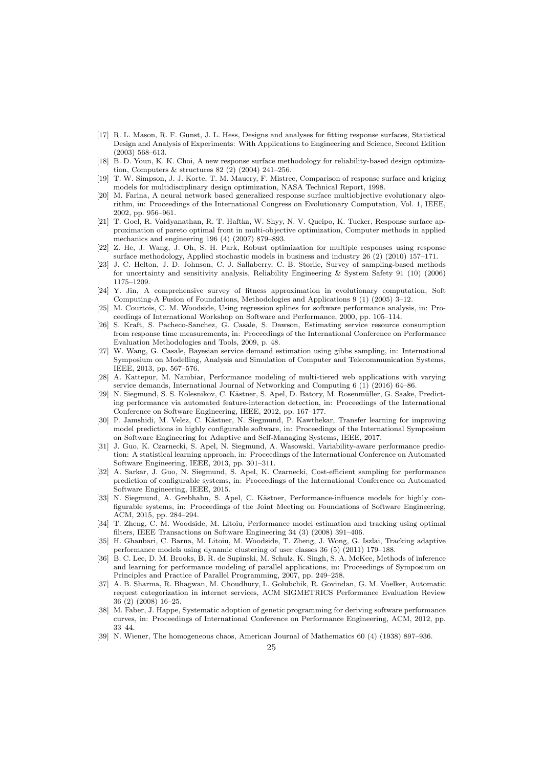[17] R. L. Mason, R. F. Gunst, J. L. Hess, Designs and analyses for fitting response surfaces, Statistical Design and Analysis of Experiments: With Applications to Engineering and Science, Second Edition (2003) 568–613.

[18] B. D. Youn, K. K. Choi, A new response surface methodology for reliability-based design optimization, Computers & structures 82 (2) (2004) 241–256.

[19] T. W. Simpson, J. J. Korte, T. M. Mauery, F. Mistree, Comparison of response surface and kriging models for multidisciplinary design optimization, NASA Technical Report, 1998.

[20] M. Farina, A neural network based generalized response surface multiobjective evolutionary algorithm, in: Proceedings of the International Congress on Evolutionary Computation, Vol. 1, IEEE, 2002, pp. 956–961.

[21] T. Goel, R. Vaidyanathan, R. T. Haftka, W. Shyy, N. V. Queipo, K. Tucker, Response surface approximation of pareto optimal front in multi-objective optimization, Computer methods in applied mechanics and engineering 196 (4) (2007) 879–893.

[22] Z. He, J. Wang, J. Oh, S. H. Park, Robust optimization for multiple responses using response surface methodology, Applied stochastic models in business and industry 26 (2) (2010) 157–171.

[23] J. C. Helton, J. D. Johnson, C. J. Sallaberry, C. B. Storlie, Survey of sampling-based methods for uncertainty and sensitivity analysis, Reliability Engineering & System Safety 91 (10) (2006) 1175–1209.

[24] Y. Jin, A comprehensive survey of fitness approximation in evolutionary computation, Soft Computing-A Fusion of Foundations, Methodologies and Applications 9 (1) (2005) 3–12.

[25] M. Courtois, C. M. Woodside, Using regression splines for software performance analysis, in: Proceedings of International Workshop on Software and Performance, 2000, pp. 105–114.

[26] S. Kraft, S. Pacheco-Sanchez, G. Casale, S. Dawson, Estimating service resource consumption from response time measurements, in: Proceedings of the International Conference on Performance Evaluation Methodologies and Tools, 2009, p. 48.

[27] W. Wang, G. Casale, Bayesian service demand estimation using gibbs sampling, in: International Symposium on Modelling, Analysis and Simulation of Computer and Telecommunication Systems, IEEE, 2013, pp. 567–576.

[28] A. Kattepur, M. Nambiar, Performance modeling of multi-tiered web applications with varying service demands, International Journal of Networking and Computing 6 (1) (2016) 64–86.

[29] N. Siegmund, S. S. Kolesnikov, C. Kästner, S. Apel, D. Batory, M. Rosenmüller, G. Saake, Predicting performance via automated feature-interaction detection, in: Proceedings of the International Conference on Software Engineering, IEEE, 2012, pp. 167–177.

[30] P. Jamshidi, M. Velez, C. Kästner, N. Siegmund, P. Kawthekar, Transfer learning for improving model predictions in highly configurable software, in: Proceedings of the International Symposium on Software Engineering for Adaptive and Self-Managing Systems, IEEE, 2017.

[31] J. Guo, K. Czarnecki, S. Apel, N. Siegmund, A. Wasowski, Variability-aware performance prediction: A statistical learning approach, in: Proceedings of the International Conference on Automated Software Engineering, IEEE, 2013, pp. 301–311.

[32] A. Sarkar, J. Guo, N. Siegmund, S. Apel, K. Czarnecki, Cost-efficient sampling for performance prediction of configurable systems, in: Proceedings of the International Conference on Automated Software Engineering, IEEE, 2015.

[33] N. Siegmund, A. Grebhahn, S. Apel, C. Kästner, Performance-influence models for highly configurable systems, in: Proceedings of the Joint Meeting on Foundations of Software Engineering, ACM, 2015, pp. 284–294.

[34] T. Zheng, C. M. Woodside, M. Litoiu, Performance model estimation and tracking using optimal filters, IEEE Transactions on Software Engineering 34 (3) (2008) 391–406.

[35] H. Ghanbari, C. Barna, M. Litoiu, M. Woodside, T. Zheng, J. Wong, G. Iszlai, Tracking adaptive performance models using dynamic clustering of user classes 36 (5) (2011) 179–188.

[36] B. C. Lee, D. M. Brooks, B. R. de Supinski, M. Schulz, K. Singh, S. A. McKee, Methods of inference and learning for performance modeling of parallel applications, in: Proceedings of Symposium on Principles and Practice of Parallel Programming, 2007, pp. 249–258.

[37] A. B. Sharma, R. Bhagwan, M. Choudhury, L. Golubchik, R. Govindan, G. M. Voelker, Automatic request categorization in internet services, ACM SIGMETRICS Performance Evaluation Review 36 (2) (2008) 16–25.

[38] M. Faber, J. Happe, Systematic adoption of genetic programming for deriving software performance curves, in: Proceedings of International Conference on Performance Engineering, ACM, 2012, pp. 33–44.

[39] N. Wiener, The homogeneous chaos, American Journal of Mathematics 60 (4) (1938) 897–936.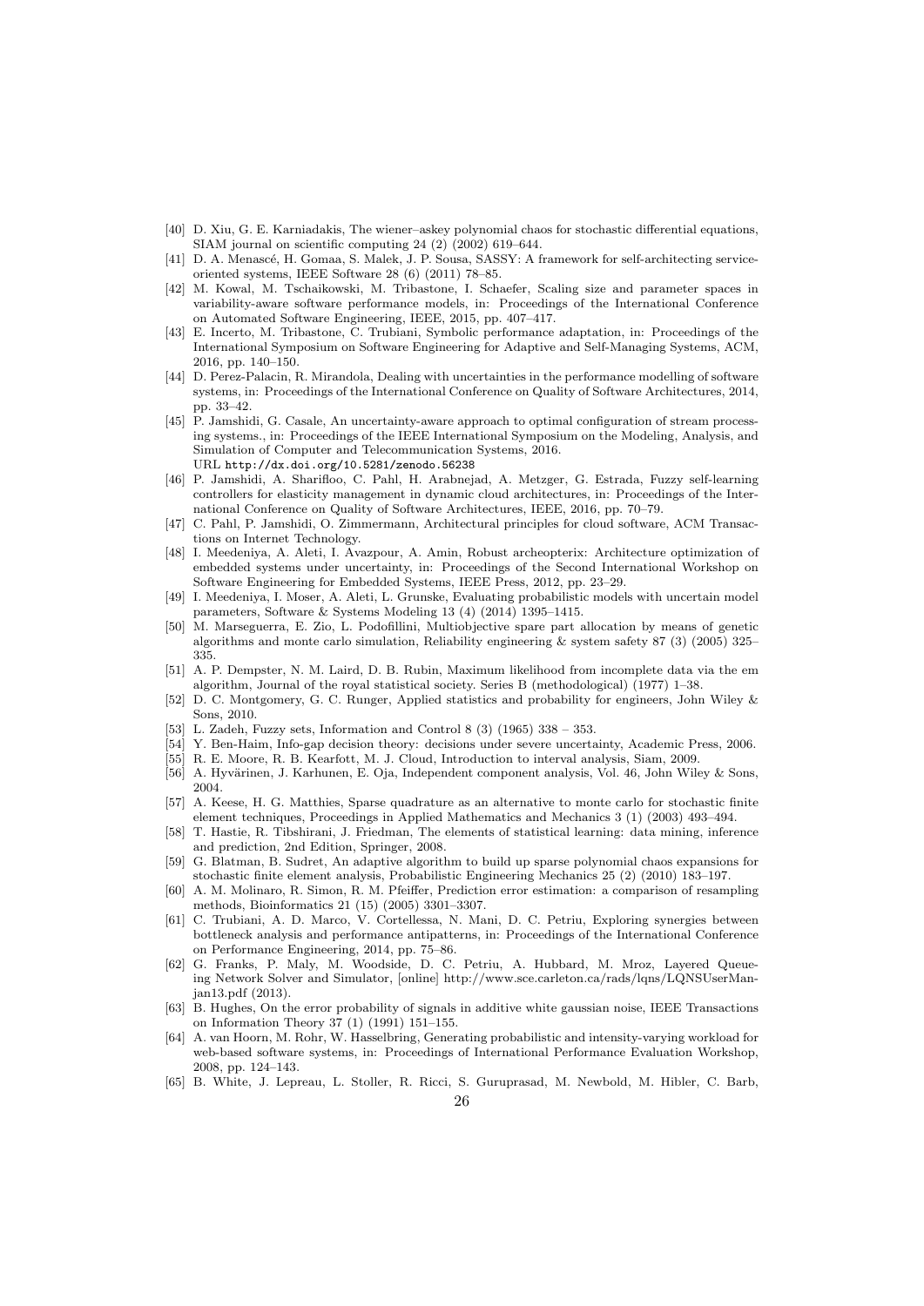[40] D. Xiu, G. E. Karniadakis, The wiener–askey polynomial chaos for stochastic differential equations, SIAM journal on scientific computing 24 (2) (2002) 619–644.

[41] D. A. Menascé, H. Gomaa, S. Malek, J. P. Sousa, SASSY: A framework for self-architecting service-oriented systems, IEEE Software 28 (6) (2011) 78–85.

[42] M. Kowal, M. Tschaikowski, M. Tribastone, I. Schaefer, Scaling size and parameter spaces in variability-aware software performance models, in: Proceedings of the International Conference on Automated Software Engineering, IEEE, 2015, pp. 407–417.

[43] E. Incerto, M. Tribastone, C. Trubiani, Symbolic performance adaptation, in: Proceedings of the International Symposium on Software Engineering for Adaptive and Self-Managing Systems, ACM, 2016, pp. 140–150.

[44] D. Perez-Palacin, R. Mirandola, Dealing with uncertainties in the performance modelling of software systems, in: Proceedings of the International Conference on Quality of Software Architectures, 2014, pp. 33–42.

[45] P. Jamshidi, G. Casale, An uncertainty-aware approach to optimal configuration of stream processing systems., in: Proceedings of the IEEE International Symposium on the Modeling, Analysis, and Simulation of Computer and Telecommunication Systems, 2016.
URL http://dx.doi.org/10.5281/zenodo.56238

[46] P. Jamshidi, A. Sharifloo, C. Pahl, H. Arabnejad, A. Metzger, G. Estrada, Fuzzy self-learning controllers for elasticity management in dynamic cloud architectures, in: Proceedings of the International Conference on Quality of Software Architectures, IEEE, 2016, pp. 70–79.

[47] C. Pahl, P. Jamshidi, O. Zimmermann, Architectural principles for cloud software, ACM Transactions on Internet Technology.

[48] I. Meedeniya, A. Aleti, I. Avazpour, A. Amin, Robust archeopterix: Architecture optimization of embedded systems under uncertainty, in: Proceedings of the Second International Workshop on Software Engineering for Embedded Systems, IEEE Press, 2012, pp. 23–29.

[49] I. Meedeniya, I. Moser, A. Aleti, L. Grunske, Evaluating probabilistic models with uncertain model parameters, Software & Systems Modeling 13 (4) (2014) 1395–1415.

[50] M. Marseguerra, E. Zio, L. Podofillini, Multiobjective spare part allocation by means of genetic algorithms and monte carlo simulation, Reliability engineering & system safety 87 (3) (2005) 325–335.

[51] A. P. Dempster, N. M. Laird, D. B. Rubin, Maximum likelihood from incomplete data via the em algorithm, Journal of the royal statistical society. Series B (methodological) (1977) 1–38.

[52] D. C. Montgomery, G. C. Runger, Applied statistics and probability for engineers, John Wiley & Sons, 2010.

[53] L. Zadeh, Fuzzy sets, Information and Control 8 (3) (1965) 338 – 353.

[54] Y. Ben-Haim, Info-gap decision theory: decisions under severe uncertainty, Academic Press, 2006.

[55] R. E. Moore, R. B. Kearfott, M. J. Cloud, Introduction to interval analysis, Siam, 2009.

[56] A. Hyvärinen, J. Karhunen, E. Oja, Independent component analysis, Vol. 46, John Wiley & Sons, 2004.

[57] A. Keese, H. G. Matthies, Sparse quadrature as an alternative to monte carlo for stochastic finite element techniques, Proceedings in Applied Mathematics and Mechanics 3 (1) (2003) 493–494.

[58] T. Hastie, R. Tibshirani, J. Friedman, The elements of statistical learning: data mining, inference and prediction, 2nd Edition, Springer, 2008.

[59] G. Blatman, B. Sudret, An adaptive algorithm to build up sparse polynomial chaos expansions for stochastic finite element analysis, Probabilistic Engineering Mechanics 25 (2) (2010) 183–197.

[60] A. M. Molinaro, R. Simon, R. M. Pfeiffer, Prediction error estimation: a comparison of resampling methods, Bioinformatics 21 (15) (2005) 3301–3307.

[61] C. Trubiani, A. D. Marco, V. Cortellessa, N. Mani, D. C. Petriu, Exploring synergies between bottleneck analysis and performance antipatterns, in: Proceedings of the International Conference on Performance Engineering, 2014, pp. 75–86.

[62] G. Franks, P. Maly, M. Woodside, D. C. Petriu, A. Hubbard, M. Mroz, Layered Queueing Network Solver and Simulator, [online] http://www.sce.carleton.ca/rads/lqns/LQNSUserMan-jan13.pdf (2013).

[63] B. Hughes, On the error probability of signals in additive white gaussian noise, IEEE Transactions on Information Theory 37 (1) (1991) 151–155.

[64] A. van Hoorn, M. Rohr, W. Hasselbring, Generating probabilistic and intensity-varying workload for web-based software systems, in: Proceedings of International Performance Evaluation Workshop, 2008, pp. 124–143.

[65] B. White, J. Lepreau, L. Stoller, R. Ricci, S. Guruprasad, M. Newbold, M. Hibler, C. Barb,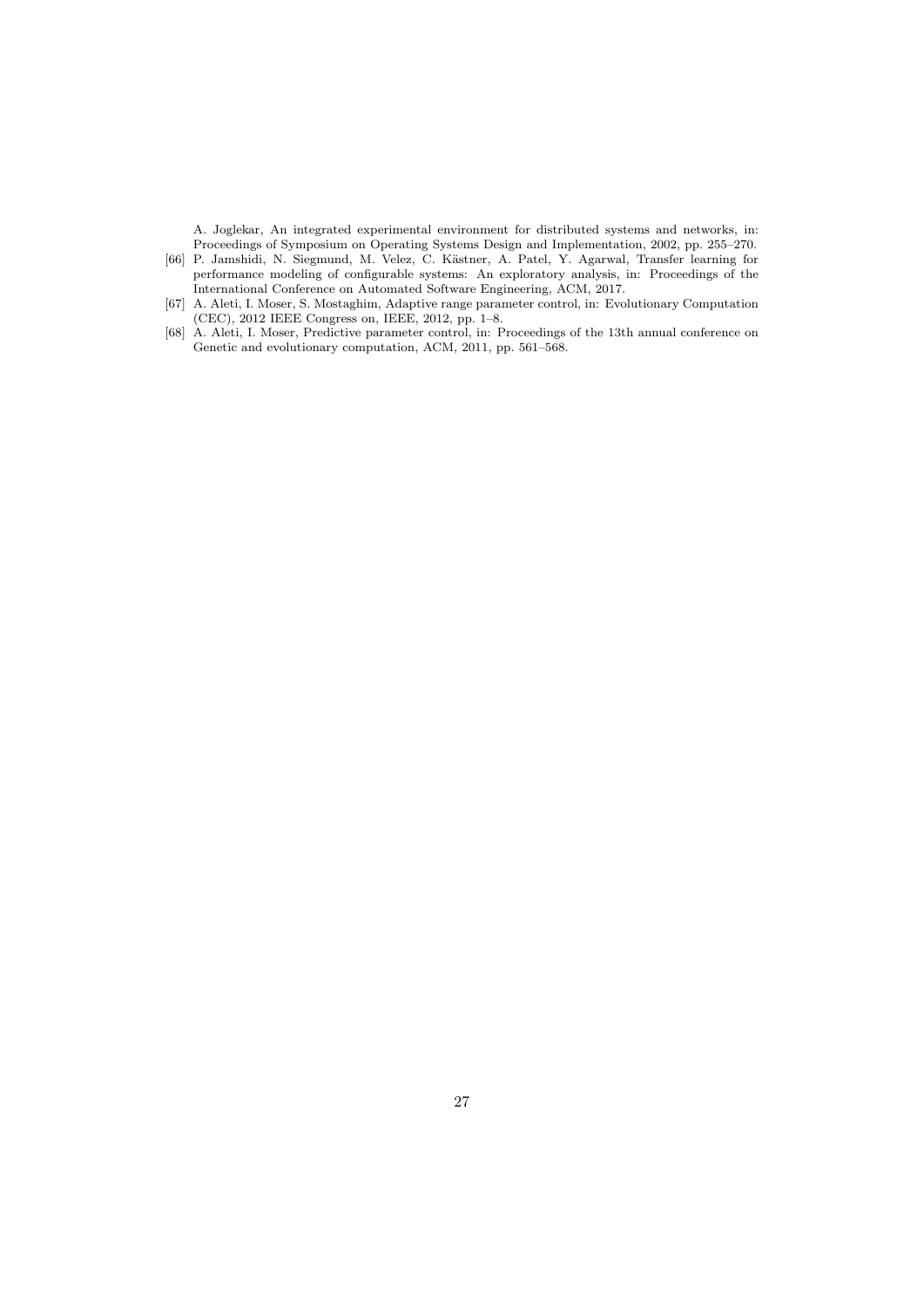A. Joglekar, An integrated experimental environment for distributed systems and networks, in: Proceedings of Symposium on Operating Systems Design and Implementation, 2002, pp. 255–270.

[66] P. Jamshidi, N. Siegmund, M. Velez, C. Kästner, A. Patel, Y. Agarwal, Transfer learning for performance modeling of configurable systems: An exploratory analysis, in: Proceedings of the International Conference on Automated Software Engineering, ACM, 2017.

[67] A. Aleti, I. Moser, S. Mostaghim, Adaptive range parameter control, in: Evolutionary Computation (CEC), 2012 IEEE Congress on, IEEE, 2012, pp. 1–8.

[68] A. Aleti, I. Moser, Predictive parameter control, in: Proceedings of the 13th annual conference on Genetic and evolutionary computation, ACM, 2011, pp. 561–568.